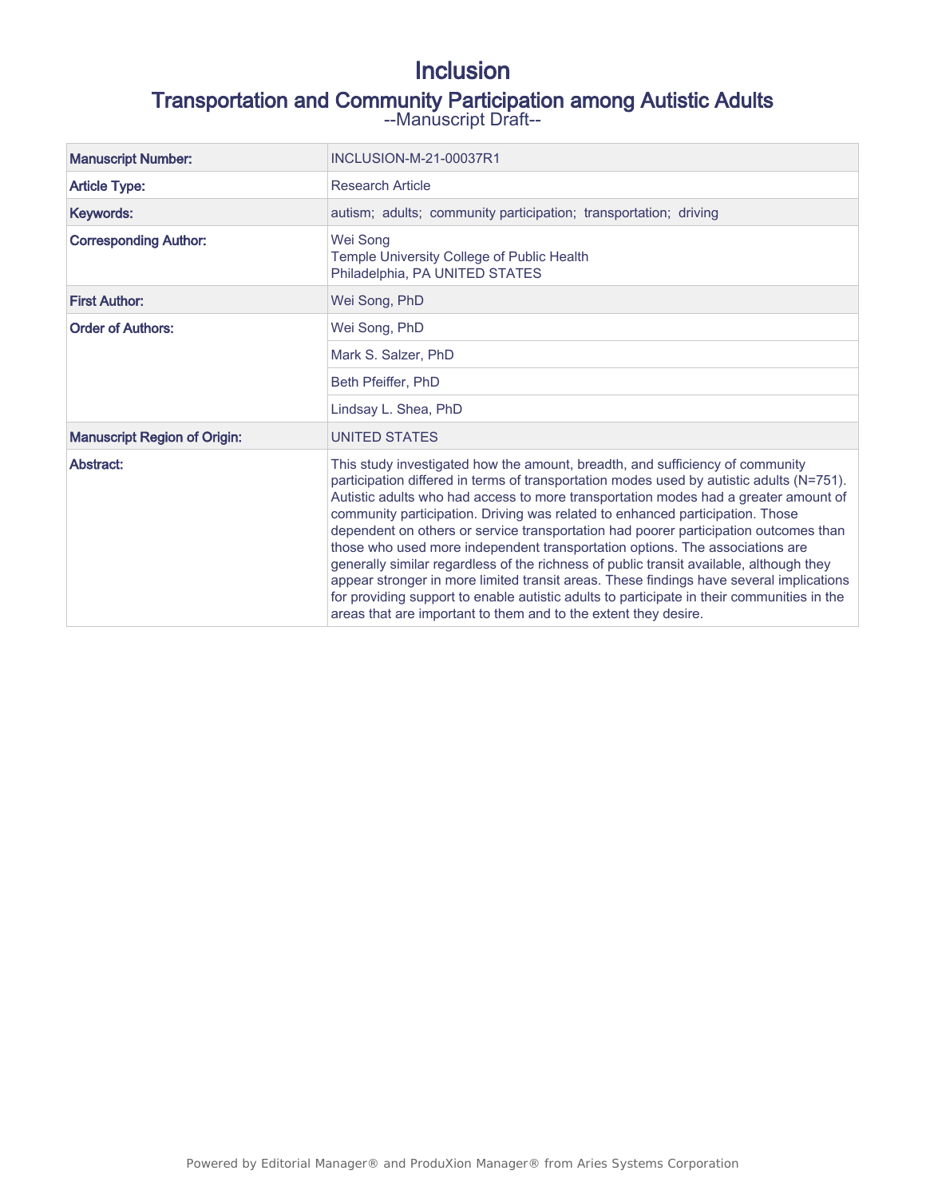# Inclusion

## Transportation and Community Participation among Autistic Adults

--Manuscript Draft--

| | |
|---|---|
| **Manuscript Number:** | INCLUSION-M-21-00037R1 |
| **Article Type:** | Research Article |
| **Keywords:** | autism; adults; community participation; transportation; driving |
| **Corresponding Author:** | Wei Song<br>Temple University College of Public Health<br>Philadelphia, PA UNITED STATES |
| **First Author:** | Wei Song, PhD |
| **Order of Authors:** | Wei Song, PhD |
| | Mark S. Salzer, PhD |
| | Beth Pfeiffer, PhD |
| | Lindsay L. Shea, PhD |
| **Manuscript Region of Origin:** | UNITED STATES |
| **Abstract:** | This study investigated how the amount, breadth, and sufficiency of community participation differed in terms of transportation modes used by autistic adults (N=751). Autistic adults who had access to more transportation modes had a greater amount of community participation. Driving was related to enhanced participation. Those dependent on others or service transportation had poorer participation outcomes than those who used more independent transportation options. The associations are generally similar regardless of the richness of public transit available, although they appear stronger in more limited transit areas. These findings have several implications for providing support to enable autistic adults to participate in their communities in the areas that are important to them and to the extent they desire. |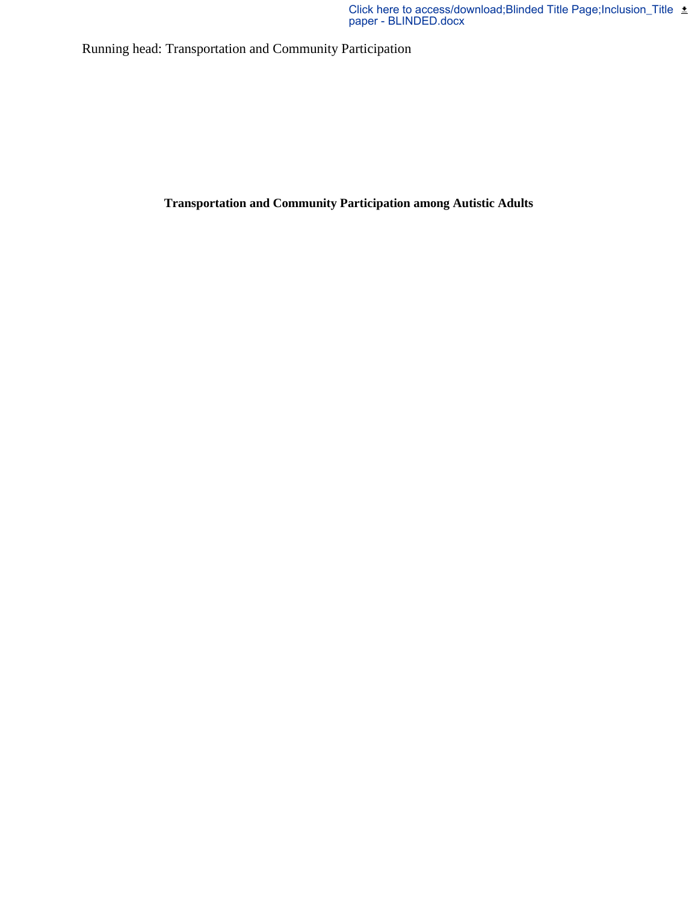Running head: Transportation and Community Participation

**Transportation and Community Participation among Autistic Adults**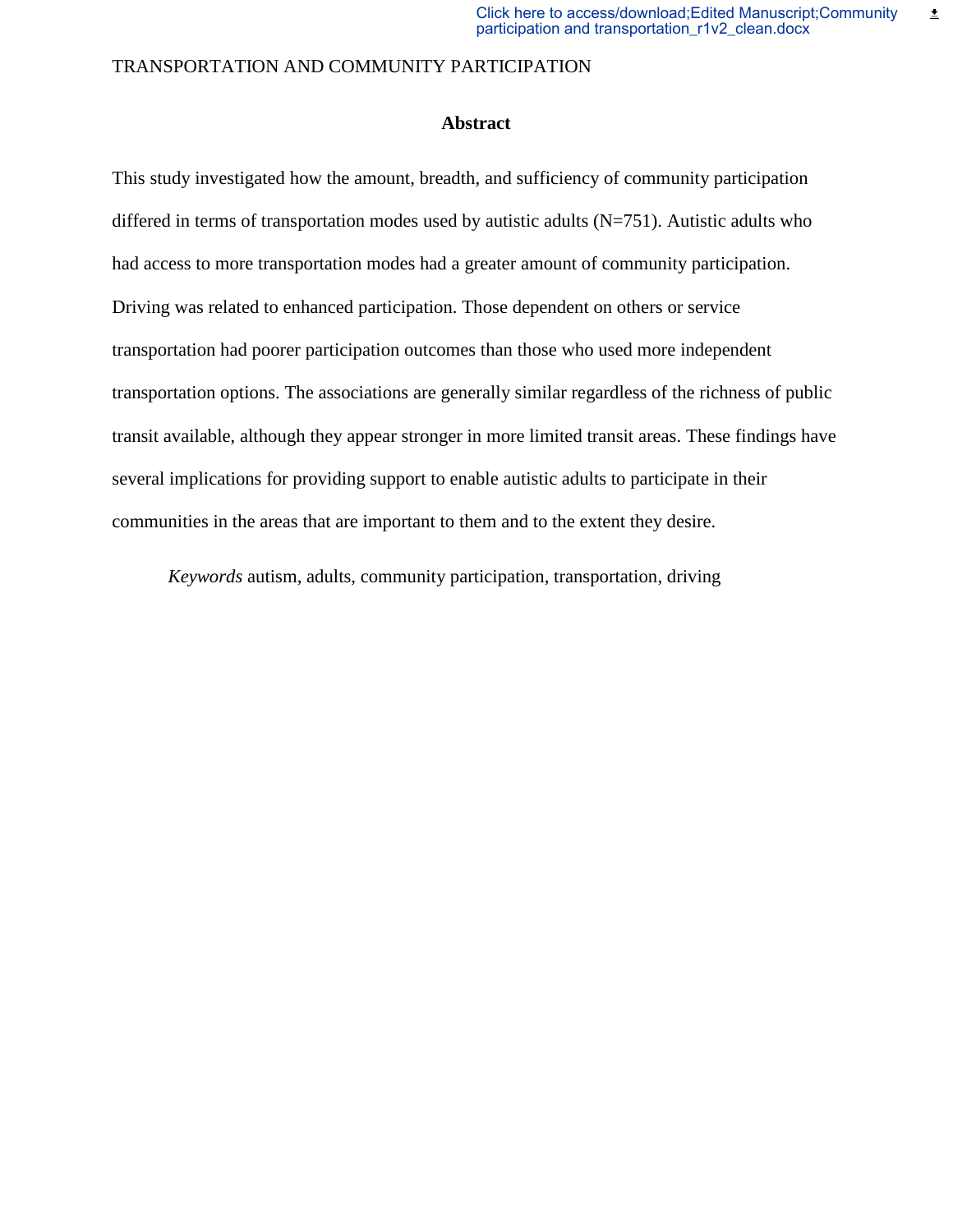## Abstract

This study investigated how the amount, breadth, and sufficiency of community participation differed in terms of transportation modes used by autistic adults (N=751). Autistic adults who had access to more transportation modes had a greater amount of community participation. Driving was related to enhanced participation. Those dependent on others or service transportation had poorer participation outcomes than those who used more independent transportation options. The associations are generally similar regardless of the richness of public transit available, although they appear stronger in more limited transit areas. These findings have several implications for providing support to enable autistic adults to participate in their communities in the areas that are important to them and to the extent they desire.

*Keywords* autism, adults, community participation, transportation, driving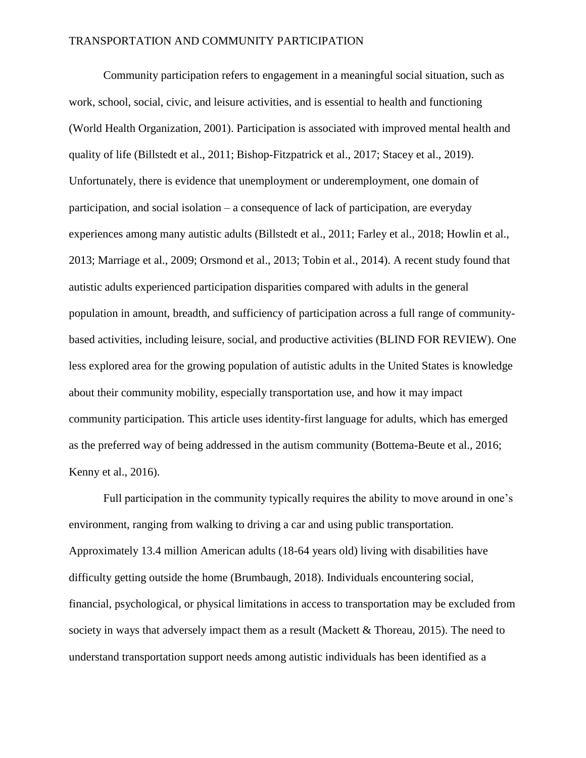Community participation refers to engagement in a meaningful social situation, such as work, school, social, civic, and leisure activities, and is essential to health and functioning (World Health Organization, 2001). Participation is associated with improved mental health and quality of life (Billstedt et al., 2011; Bishop-Fitzpatrick et al., 2017; Stacey et al., 2019). Unfortunately, there is evidence that unemployment or underemployment, one domain of participation, and social isolation – a consequence of lack of participation, are everyday experiences among many autistic adults (Billstedt et al., 2011; Farley et al., 2018; Howlin et al., 2013; Marriage et al., 2009; Orsmond et al., 2013; Tobin et al., 2014). A recent study found that autistic adults experienced participation disparities compared with adults in the general population in amount, breadth, and sufficiency of participation across a full range of community-based activities, including leisure, social, and productive activities (BLIND FOR REVIEW). One less explored area for the growing population of autistic adults in the United States is knowledge about their community mobility, especially transportation use, and how it may impact community participation. This article uses identity-first language for adults, which has emerged as the preferred way of being addressed in the autism community (Bottema-Beute et al., 2016; Kenny et al., 2016).

Full participation in the community typically requires the ability to move around in one's environment, ranging from walking to driving a car and using public transportation. Approximately 13.4 million American adults (18-64 years old) living with disabilities have difficulty getting outside the home (Brumbaugh, 2018). Individuals encountering social, financial, psychological, or physical limitations in access to transportation may be excluded from society in ways that adversely impact them as a result (Mackett & Thoreau, 2015). The need to understand transportation support needs among autistic individuals has been identified as a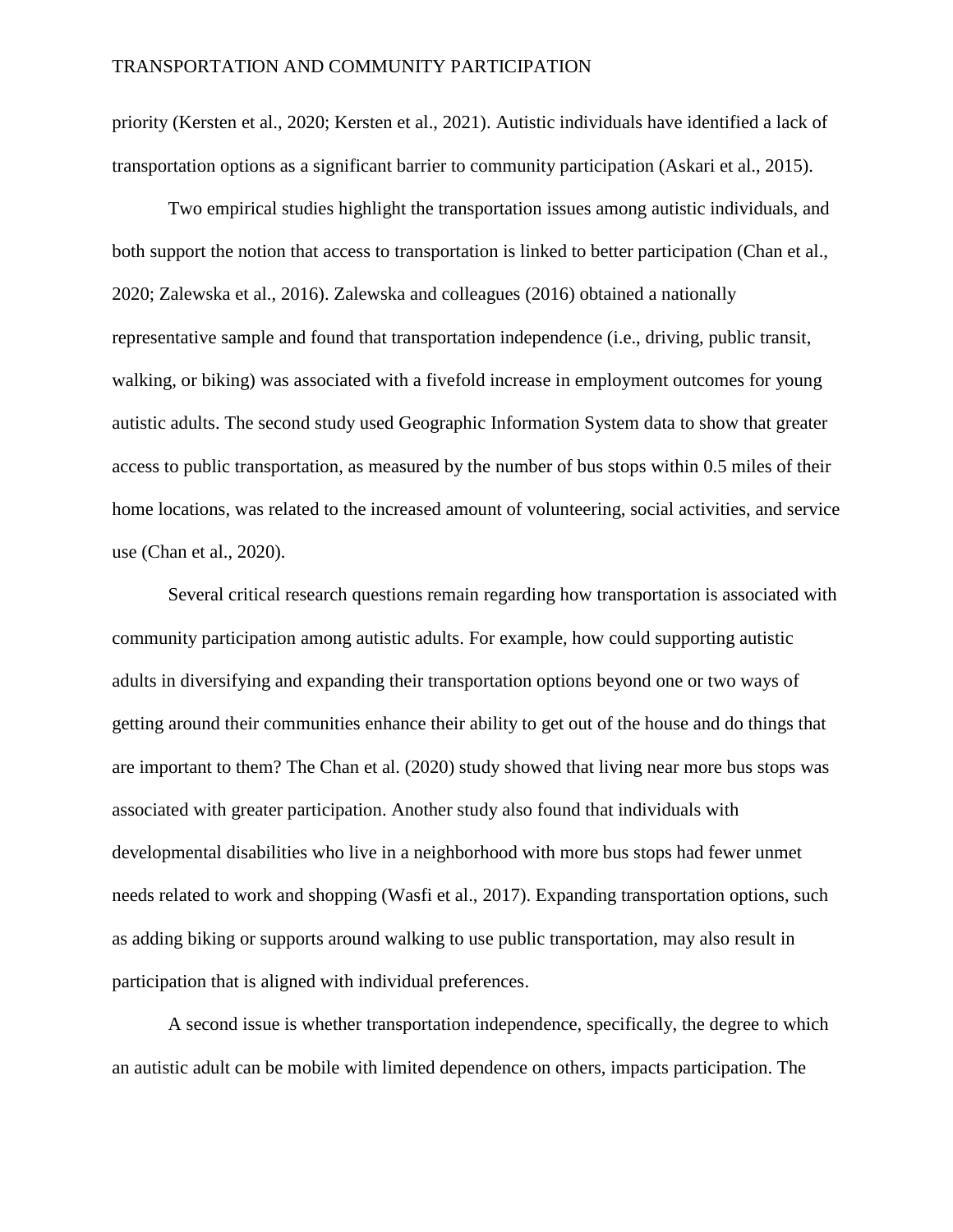priority (Kersten et al., 2020; Kersten et al., 2021). Autistic individuals have identified a lack of transportation options as a significant barrier to community participation (Askari et al., 2015).

Two empirical studies highlight the transportation issues among autistic individuals, and both support the notion that access to transportation is linked to better participation (Chan et al., 2020; Zalewska et al., 2016). Zalewska and colleagues (2016) obtained a nationally representative sample and found that transportation independence (i.e., driving, public transit, walking, or biking) was associated with a fivefold increase in employment outcomes for young autistic adults. The second study used Geographic Information System data to show that greater access to public transportation, as measured by the number of bus stops within 0.5 miles of their home locations, was related to the increased amount of volunteering, social activities, and service use (Chan et al., 2020).

Several critical research questions remain regarding how transportation is associated with community participation among autistic adults. For example, how could supporting autistic adults in diversifying and expanding their transportation options beyond one or two ways of getting around their communities enhance their ability to get out of the house and do things that are important to them? The Chan et al. (2020) study showed that living near more bus stops was associated with greater participation. Another study also found that individuals with developmental disabilities who live in a neighborhood with more bus stops had fewer unmet needs related to work and shopping (Wasfi et al., 2017). Expanding transportation options, such as adding biking or supports around walking to use public transportation, may also result in participation that is aligned with individual preferences.

A second issue is whether transportation independence, specifically, the degree to which an autistic adult can be mobile with limited dependence on others, impacts participation. The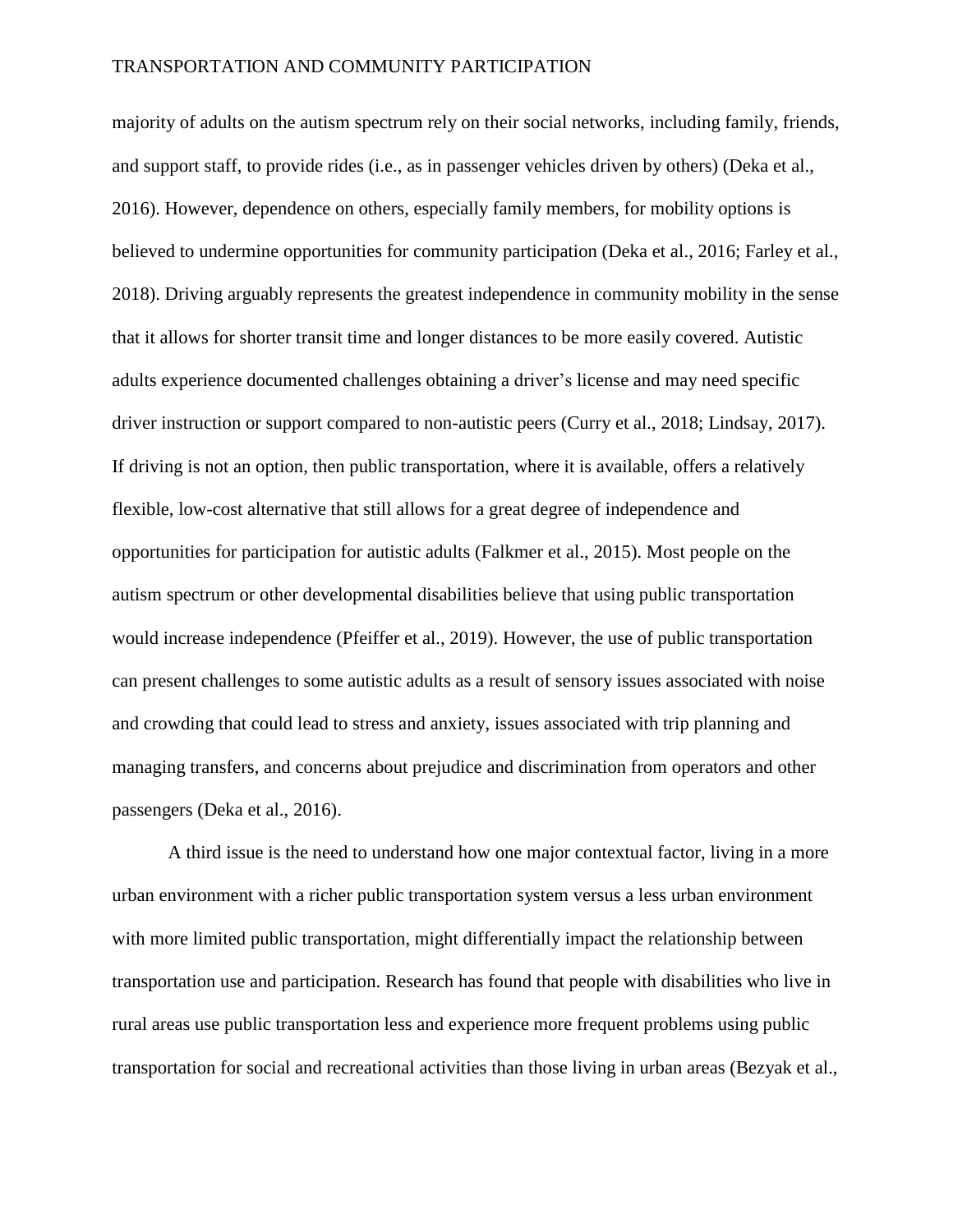majority of adults on the autism spectrum rely on their social networks, including family, friends, and support staff, to provide rides (i.e., as in passenger vehicles driven by others) (Deka et al., 2016). However, dependence on others, especially family members, for mobility options is believed to undermine opportunities for community participation (Deka et al., 2016; Farley et al., 2018). Driving arguably represents the greatest independence in community mobility in the sense that it allows for shorter transit time and longer distances to be more easily covered. Autistic adults experience documented challenges obtaining a driver's license and may need specific driver instruction or support compared to non-autistic peers (Curry et al., 2018; Lindsay, 2017). If driving is not an option, then public transportation, where it is available, offers a relatively flexible, low-cost alternative that still allows for a great degree of independence and opportunities for participation for autistic adults (Falkmer et al., 2015). Most people on the autism spectrum or other developmental disabilities believe that using public transportation would increase independence (Pfeiffer et al., 2019). However, the use of public transportation can present challenges to some autistic adults as a result of sensory issues associated with noise and crowding that could lead to stress and anxiety, issues associated with trip planning and managing transfers, and concerns about prejudice and discrimination from operators and other passengers (Deka et al., 2016).

A third issue is the need to understand how one major contextual factor, living in a more urban environment with a richer public transportation system versus a less urban environment with more limited public transportation, might differentially impact the relationship between transportation use and participation. Research has found that people with disabilities who live in rural areas use public transportation less and experience more frequent problems using public transportation for social and recreational activities than those living in urban areas (Bezyak et al.,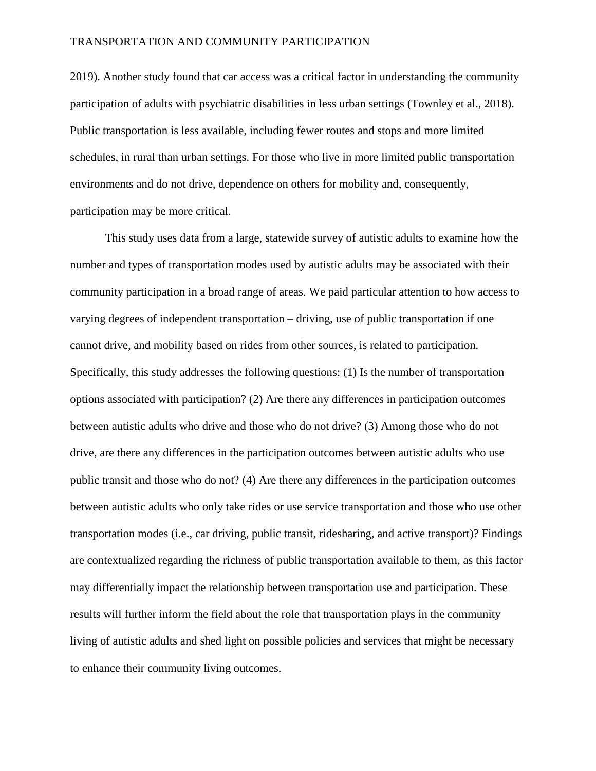2019). Another study found that car access was a critical factor in understanding the community participation of adults with psychiatric disabilities in less urban settings (Townley et al., 2018). Public transportation is less available, including fewer routes and stops and more limited schedules, in rural than urban settings. For those who live in more limited public transportation environments and do not drive, dependence on others for mobility and, consequently, participation may be more critical.

This study uses data from a large, statewide survey of autistic adults to examine how the number and types of transportation modes used by autistic adults may be associated with their community participation in a broad range of areas. We paid particular attention to how access to varying degrees of independent transportation – driving, use of public transportation if one cannot drive, and mobility based on rides from other sources, is related to participation. Specifically, this study addresses the following questions: (1) Is the number of transportation options associated with participation? (2) Are there any differences in participation outcomes between autistic adults who drive and those who do not drive? (3) Among those who do not drive, are there any differences in the participation outcomes between autistic adults who use public transit and those who do not? (4) Are there any differences in the participation outcomes between autistic adults who only take rides or use service transportation and those who use other transportation modes (i.e., car driving, public transit, ridesharing, and active transport)? Findings are contextualized regarding the richness of public transportation available to them, as this factor may differentially impact the relationship between transportation use and participation. These results will further inform the field about the role that transportation plays in the community living of autistic adults and shed light on possible policies and services that might be necessary to enhance their community living outcomes.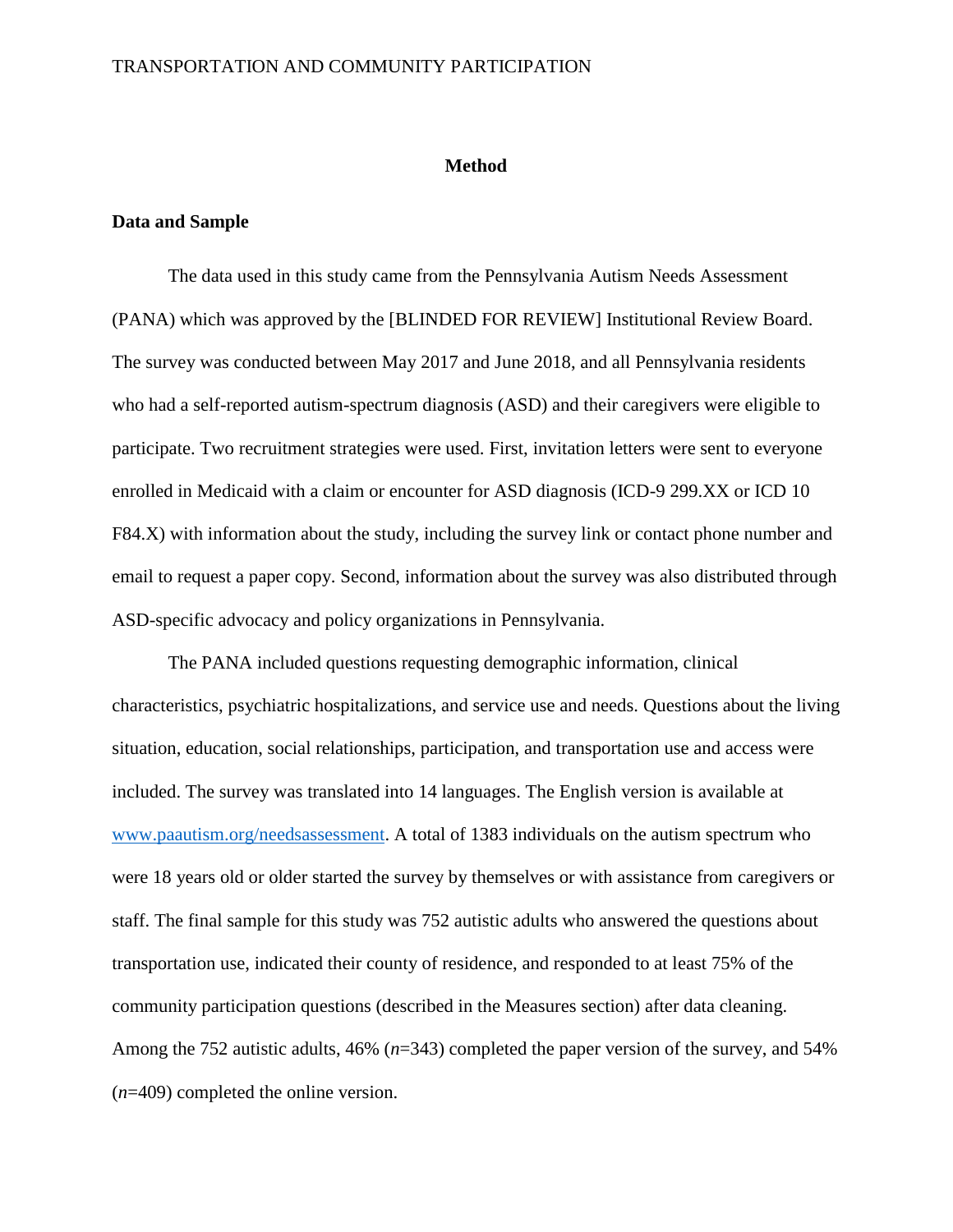## Method

### Data and Sample

The data used in this study came from the Pennsylvania Autism Needs Assessment (PANA) which was approved by the [BLINDED FOR REVIEW] Institutional Review Board. The survey was conducted between May 2017 and June 2018, and all Pennsylvania residents who had a self-reported autism-spectrum diagnosis (ASD) and their caregivers were eligible to participate. Two recruitment strategies were used. First, invitation letters were sent to everyone enrolled in Medicaid with a claim or encounter for ASD diagnosis (ICD-9 299.XX or ICD 10 F84.X) with information about the study, including the survey link or contact phone number and email to request a paper copy. Second, information about the survey was also distributed through ASD-specific advocacy and policy organizations in Pennsylvania.

The PANA included questions requesting demographic information, clinical characteristics, psychiatric hospitalizations, and service use and needs. Questions about the living situation, education, social relationships, participation, and transportation use and access were included. The survey was translated into 14 languages. The English version is available at www.paautism.org/needsassessment. A total of 1383 individuals on the autism spectrum who were 18 years old or older started the survey by themselves or with assistance from caregivers or staff. The final sample for this study was 752 autistic adults who answered the questions about transportation use, indicated their county of residence, and responded to at least 75% of the community participation questions (described in the Measures section) after data cleaning. Among the 752 autistic adults, 46% (*n*=343) completed the paper version of the survey, and 54% (*n*=409) completed the online version.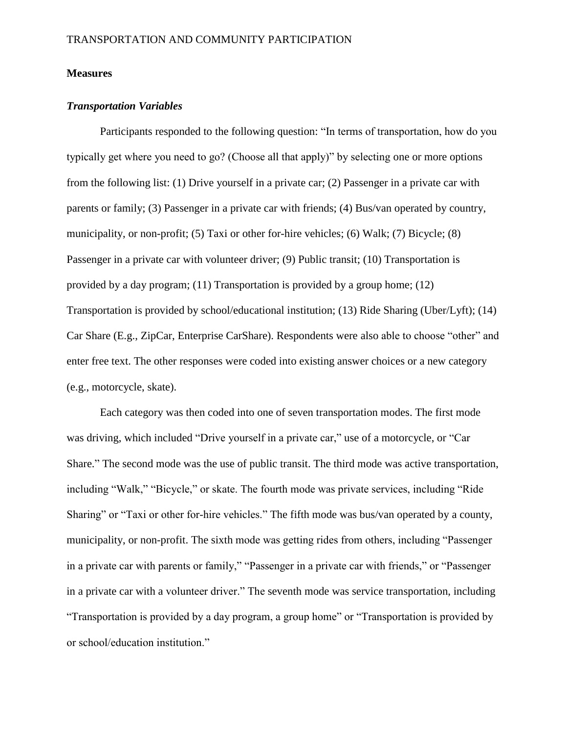**Measures**

***Transportation Variables***

Participants responded to the following question: "In terms of transportation, how do you typically get where you need to go? (Choose all that apply)" by selecting one or more options from the following list: (1) Drive yourself in a private car; (2) Passenger in a private car with parents or family; (3) Passenger in a private car with friends; (4) Bus/van operated by country, municipality, or non-profit; (5) Taxi or other for-hire vehicles; (6) Walk; (7) Bicycle; (8) Passenger in a private car with volunteer driver; (9) Public transit; (10) Transportation is provided by a day program; (11) Transportation is provided by a group home; (12) Transportation is provided by school/educational institution; (13) Ride Sharing (Uber/Lyft); (14) Car Share (E.g., ZipCar, Enterprise CarShare). Respondents were also able to choose "other" and enter free text. The other responses were coded into existing answer choices or a new category (e.g., motorcycle, skate).

Each category was then coded into one of seven transportation modes. The first mode was driving, which included "Drive yourself in a private car," use of a motorcycle, or "Car Share." The second mode was the use of public transit. The third mode was active transportation, including "Walk," "Bicycle," or skate. The fourth mode was private services, including "Ride Sharing" or "Taxi or other for-hire vehicles." The fifth mode was bus/van operated by a county, municipality, or non-profit. The sixth mode was getting rides from others, including "Passenger in a private car with parents or family," "Passenger in a private car with friends," or "Passenger in a private car with a volunteer driver." The seventh mode was service transportation, including "Transportation is provided by a day program, a group home" or "Transportation is provided by or school/education institution."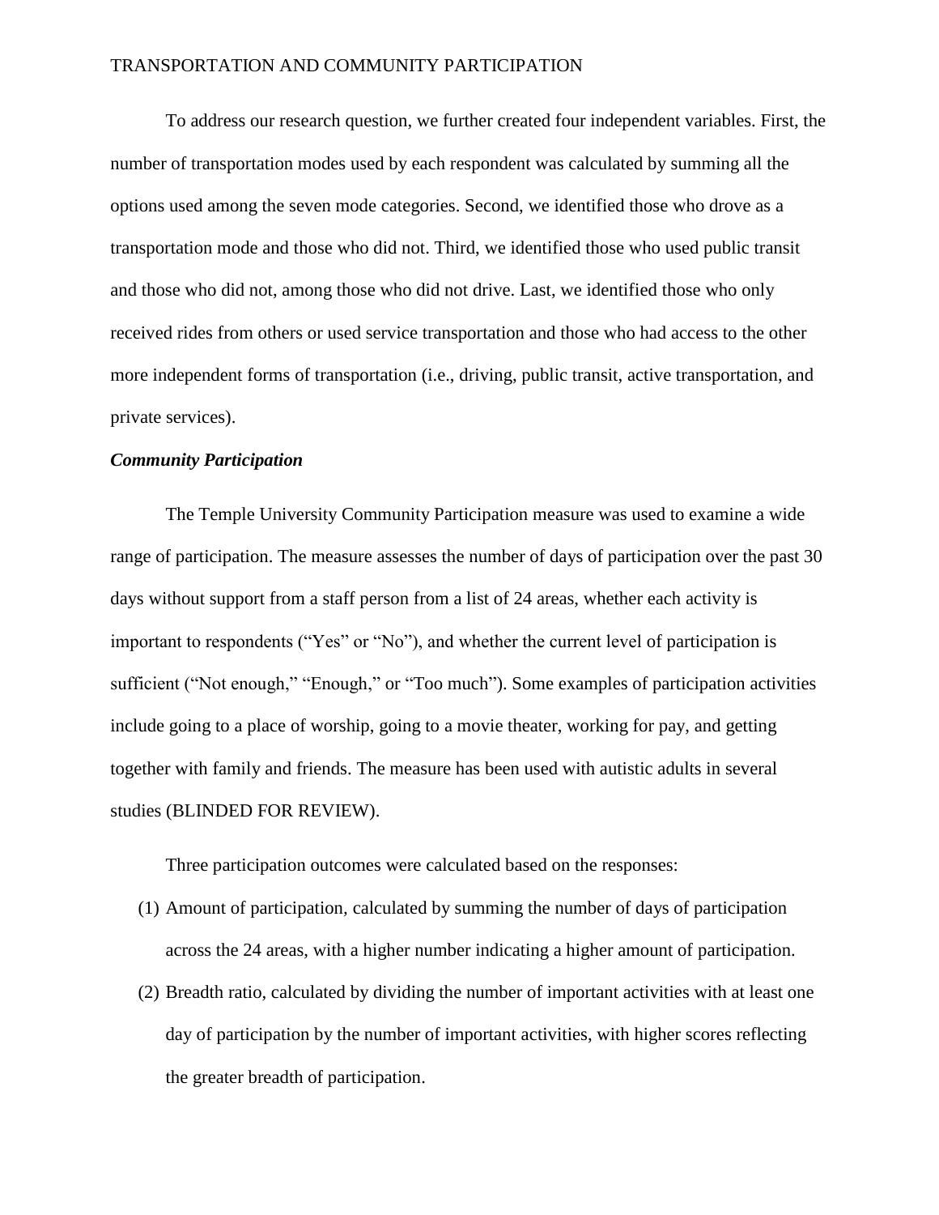To address our research question, we further created four independent variables. First, the number of transportation modes used by each respondent was calculated by summing all the options used among the seven mode categories. Second, we identified those who drove as a transportation mode and those who did not. Third, we identified those who used public transit and those who did not, among those who did not drive. Last, we identified those who only received rides from others or used service transportation and those who had access to the other more independent forms of transportation (i.e., driving, public transit, active transportation, and private services).

### *Community Participation*

The Temple University Community Participation measure was used to examine a wide range of participation. The measure assesses the number of days of participation over the past 30 days without support from a staff person from a list of 24 areas, whether each activity is important to respondents ("Yes" or "No"), and whether the current level of participation is sufficient ("Not enough," "Enough," or "Too much"). Some examples of participation activities include going to a place of worship, going to a movie theater, working for pay, and getting together with family and friends. The measure has been used with autistic adults in several studies (BLINDED FOR REVIEW).

Three participation outcomes were calculated based on the responses:

(1) Amount of participation, calculated by summing the number of days of participation across the 24 areas, with a higher number indicating a higher amount of participation.

(2) Breadth ratio, calculated by dividing the number of important activities with at least one day of participation by the number of important activities, with higher scores reflecting the greater breadth of participation.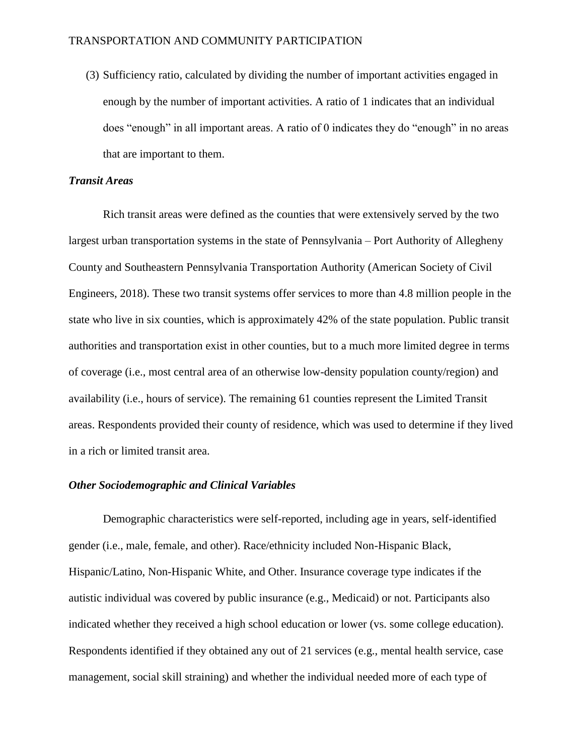(3) Sufficiency ratio, calculated by dividing the number of important activities engaged in enough by the number of important activities. A ratio of 1 indicates that an individual does "enough" in all important areas. A ratio of 0 indicates they do "enough" in no areas that are important to them.

### *Transit Areas*

Rich transit areas were defined as the counties that were extensively served by the two largest urban transportation systems in the state of Pennsylvania – Port Authority of Allegheny County and Southeastern Pennsylvania Transportation Authority (American Society of Civil Engineers, 2018). These two transit systems offer services to more than 4.8 million people in the state who live in six counties, which is approximately 42% of the state population. Public transit authorities and transportation exist in other counties, but to a much more limited degree in terms of coverage (i.e., most central area of an otherwise low-density population county/region) and availability (i.e., hours of service). The remaining 61 counties represent the Limited Transit areas. Respondents provided their county of residence, which was used to determine if they lived in a rich or limited transit area.

### *Other Sociodemographic and Clinical Variables*

Demographic characteristics were self-reported, including age in years, self-identified gender (i.e., male, female, and other). Race/ethnicity included Non-Hispanic Black, Hispanic/Latino, Non-Hispanic White, and Other. Insurance coverage type indicates if the autistic individual was covered by public insurance (e.g., Medicaid) or not. Participants also indicated whether they received a high school education or lower (vs. some college education). Respondents identified if they obtained any out of 21 services (e.g., mental health service, case management, social skill straining) and whether the individual needed more of each type of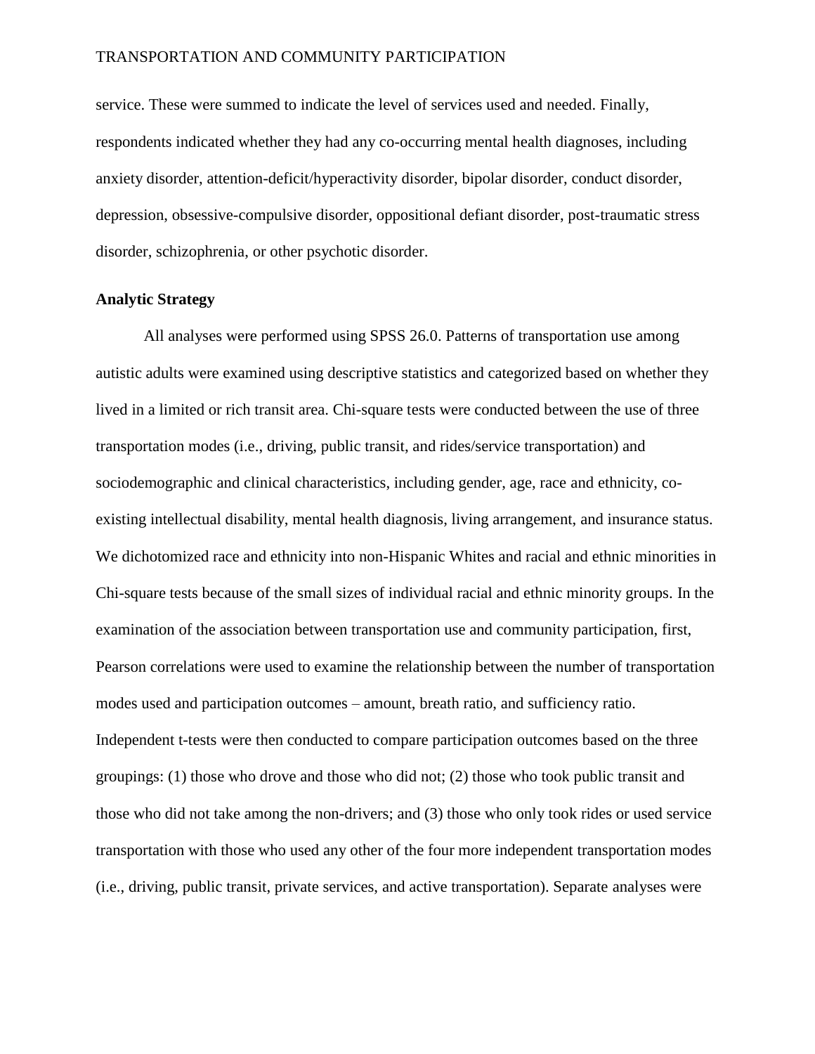service. These were summed to indicate the level of services used and needed. Finally, respondents indicated whether they had any co-occurring mental health diagnoses, including anxiety disorder, attention-deficit/hyperactivity disorder, bipolar disorder, conduct disorder, depression, obsessive-compulsive disorder, oppositional defiant disorder, post-traumatic stress disorder, schizophrenia, or other psychotic disorder.

### Analytic Strategy

All analyses were performed using SPSS 26.0. Patterns of transportation use among autistic adults were examined using descriptive statistics and categorized based on whether they lived in a limited or rich transit area. Chi-square tests were conducted between the use of three transportation modes (i.e., driving, public transit, and rides/service transportation) and sociodemographic and clinical characteristics, including gender, age, race and ethnicity, co-existing intellectual disability, mental health diagnosis, living arrangement, and insurance status. We dichotomized race and ethnicity into non-Hispanic Whites and racial and ethnic minorities in Chi-square tests because of the small sizes of individual racial and ethnic minority groups. In the examination of the association between transportation use and community participation, first, Pearson correlations were used to examine the relationship between the number of transportation modes used and participation outcomes – amount, breath ratio, and sufficiency ratio. Independent t-tests were then conducted to compare participation outcomes based on the three groupings: (1) those who drove and those who did not; (2) those who took public transit and those who did not take among the non-drivers; and (3) those who only took rides or used service transportation with those who used any other of the four more independent transportation modes (i.e., driving, public transit, private services, and active transportation). Separate analyses were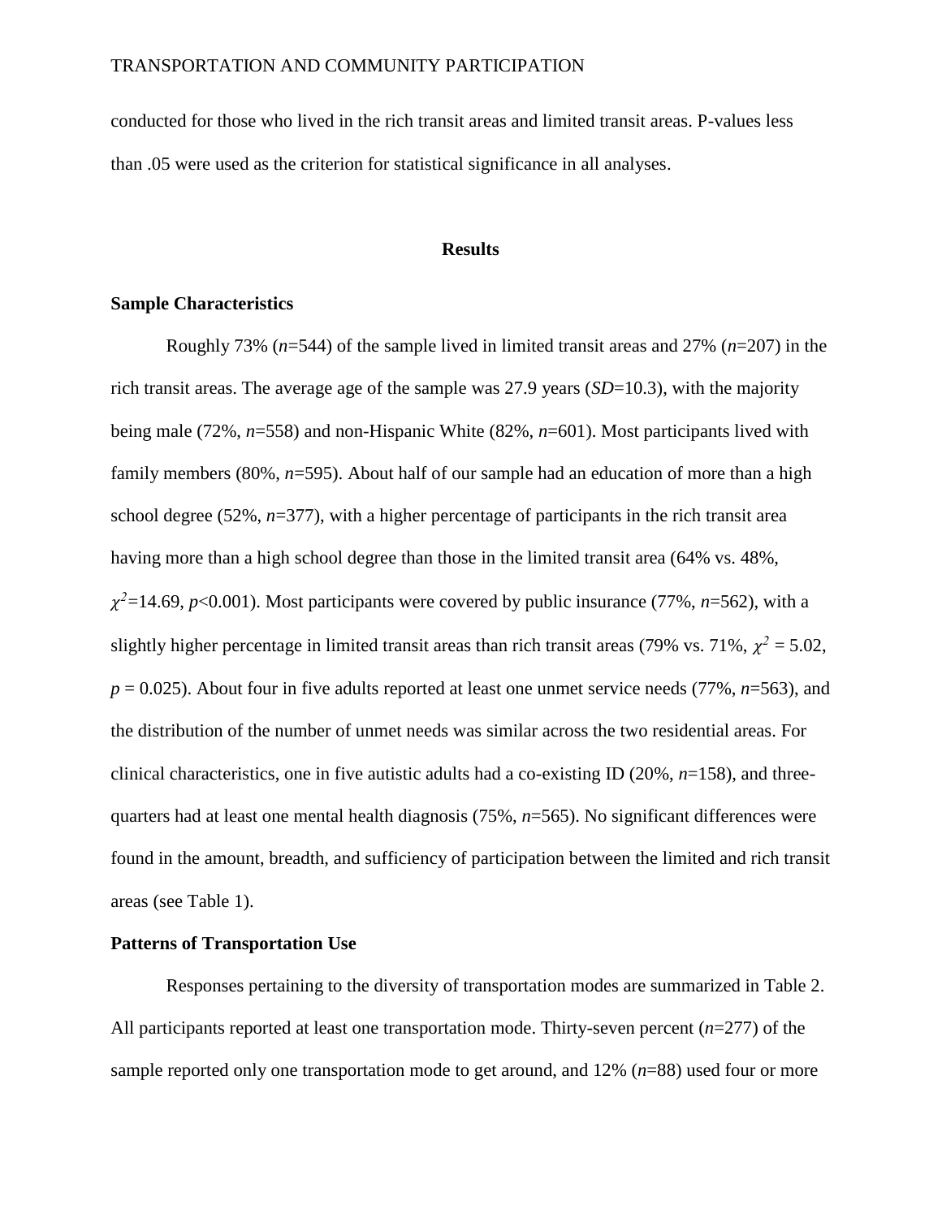conducted for those who lived in the rich transit areas and limited transit areas. P-values less than .05 were used as the criterion for statistical significance in all analyses.

## Results

### Sample Characteristics

Roughly 73% (*n*=544) of the sample lived in limited transit areas and 27% (*n*=207) in the rich transit areas. The average age of the sample was 27.9 years (*SD*=10.3), with the majority being male (72%, *n*=558) and non-Hispanic White (82%, *n*=601). Most participants lived with family members (80%, *n*=595). About half of our sample had an education of more than a high school degree (52%, *n*=377), with a higher percentage of participants in the rich transit area having more than a high school degree than those in the limited transit area (64% vs. 48%, $\chi^2$=14.69, $p$<0.001). Most participants were covered by public insurance (77%, *n*=562), with a slightly higher percentage in limited transit areas than rich transit areas (79% vs. 71%, $\chi^2$ = 5.02, $p$ = 0.025). About four in five adults reported at least one unmet service needs (77%, *n*=563), and the distribution of the number of unmet needs was similar across the two residential areas. For clinical characteristics, one in five autistic adults had a co-existing ID (20%, *n*=158), and three-quarters had at least one mental health diagnosis (75%, *n*=565). No significant differences were found in the amount, breadth, and sufficiency of participation between the limited and rich transit areas (see Table 1).

### Patterns of Transportation Use

Responses pertaining to the diversity of transportation modes are summarized in Table 2. All participants reported at least one transportation mode. Thirty-seven percent (*n*=277) of the sample reported only one transportation mode to get around, and 12% (*n*=88) used four or more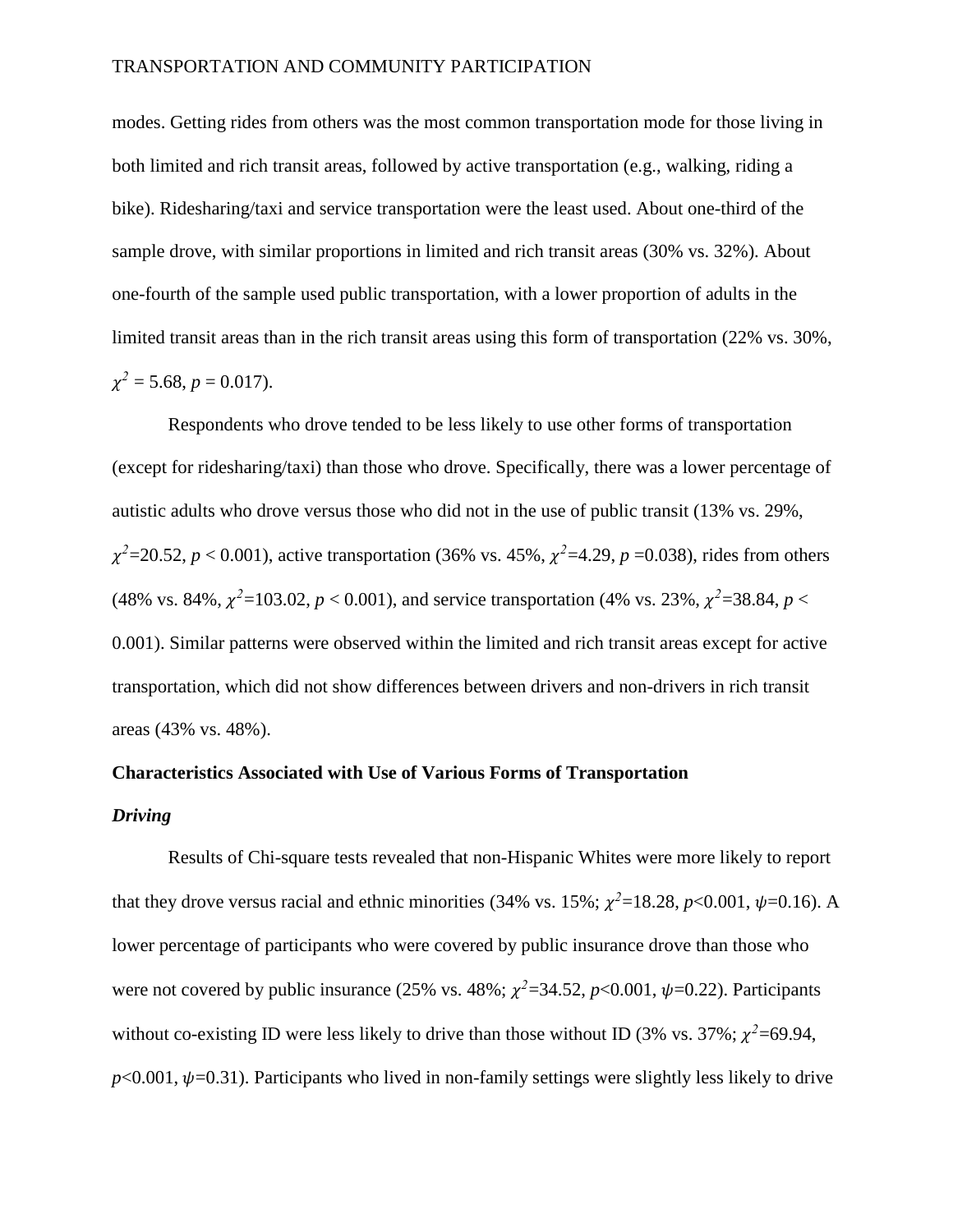modes. Getting rides from others was the most common transportation mode for those living in both limited and rich transit areas, followed by active transportation (e.g., walking, riding a bike). Ridesharing/taxi and service transportation were the least used. About one-third of the sample drove, with similar proportions in limited and rich transit areas (30% vs. 32%). About one-fourth of the sample used public transportation, with a lower proportion of adults in the limited transit areas than in the rich transit areas using this form of transportation (22% vs. 30%, $\chi^2$ = 5.68, $p$ = 0.017).

Respondents who drove tended to be less likely to use other forms of transportation (except for ridesharing/taxi) than those who drove. Specifically, there was a lower percentage of autistic adults who drove versus those who did not in the use of public transit (13% vs. 29%, $\chi^2$=20.52, $p$ < 0.001), active transportation (36% vs. 45%, $\chi^2$=4.29, $p$ =0.038), rides from others (48% vs. 84%, $\chi^2$=103.02, $p$ < 0.001), and service transportation (4% vs. 23%, $\chi^2$=38.84, $p$ < 0.001). Similar patterns were observed within the limited and rich transit areas except for active transportation, which did not show differences between drivers and non-drivers in rich transit areas (43% vs. 48%).

**Characteristics Associated with Use of Various Forms of Transportation**

***Driving***

Results of Chi-square tests revealed that non-Hispanic Whites were more likely to report that they drove versus racial and ethnic minorities (34% vs. 15%; $\chi^2$=18.28, $p$<0.001, $\psi$=0.16). A lower percentage of participants who were covered by public insurance drove than those who were not covered by public insurance (25% vs. 48%; $\chi^2$=34.52, $p$<0.001, $\psi$=0.22). Participants without co-existing ID were less likely to drive than those without ID (3% vs. 37%; $\chi^2$=69.94, $p$<0.001, $\psi$=0.31). Participants who lived in non-family settings were slightly less likely to drive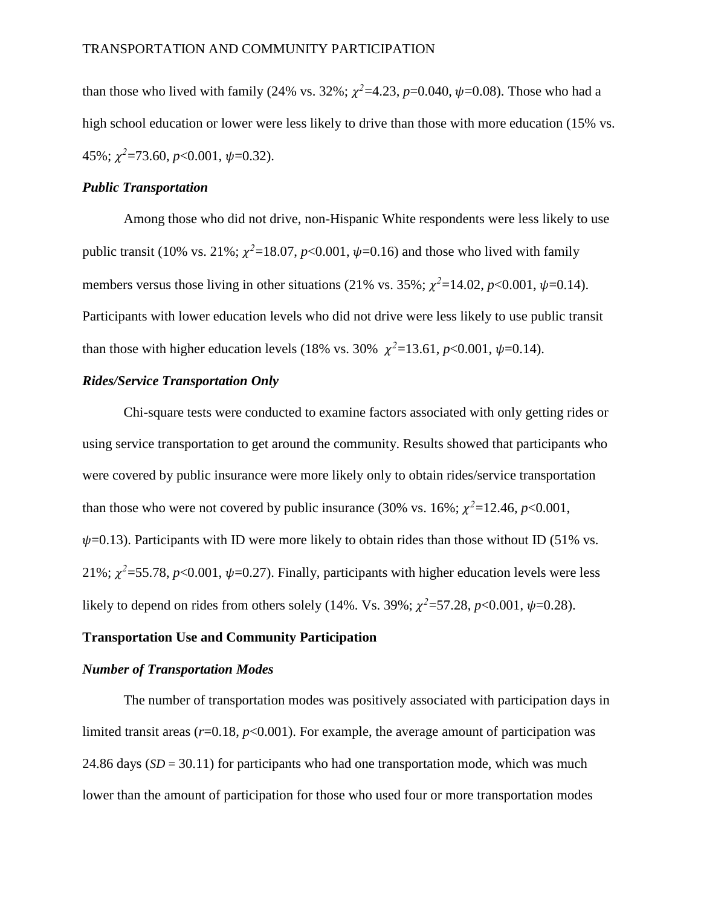than those who lived with family (24% vs. 32%; $\chi^2$=4.23, $p$=0.040, $\psi$=0.08). Those who had a high school education or lower were less likely to drive than those with more education (15% vs. 45%; $\chi^2$=73.60, $p$<0.001, $\psi$=0.32).

### *Public Transportation*

Among those who did not drive, non-Hispanic White respondents were less likely to use public transit (10% vs. 21%; $\chi^2$=18.07, $p$<0.001, $\psi$=0.16) and those who lived with family members versus those living in other situations (21% vs. 35%; $\chi^2$=14.02, $p$<0.001, $\psi$=0.14). Participants with lower education levels who did not drive were less likely to use public transit than those with higher education levels (18% vs. 30% $\chi^2$=13.61, $p$<0.001, $\psi$=0.14).

### *Rides/Service Transportation Only*

Chi-square tests were conducted to examine factors associated with only getting rides or using service transportation to get around the community. Results showed that participants who were covered by public insurance were more likely only to obtain rides/service transportation than those who were not covered by public insurance (30% vs. 16%; $\chi^2$=12.46, $p$<0.001, $\psi$=0.13). Participants with ID were more likely to obtain rides than those without ID (51% vs. 21%; $\chi^2$=55.78, $p$<0.001, $\psi$=0.27). Finally, participants with higher education levels were less likely to depend on rides from others solely (14%. Vs. 39%; $\chi^2$=57.28, $p$<0.001, $\psi$=0.28).

## Transportation Use and Community Participation

### *Number of Transportation Modes*

The number of transportation modes was positively associated with participation days in limited transit areas ($r$=0.18, $p$<0.001). For example, the average amount of participation was 24.86 days ($SD$ = 30.11) for participants who had one transportation mode, which was much lower than the amount of participation for those who used four or more transportation modes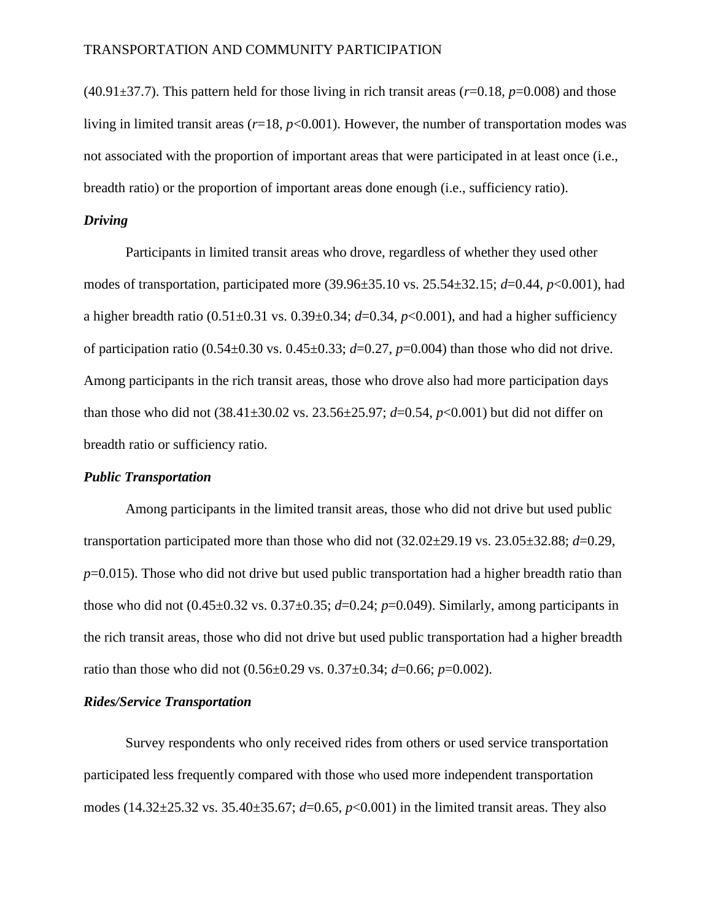(40.91±37.7). This pattern held for those living in rich transit areas ($r$=0.18, $p$=0.008) and those living in limited transit areas ($r$=18, $p$<0.001). However, the number of transportation modes was not associated with the proportion of important areas that were participated in at least once (i.e., breadth ratio) or the proportion of important areas done enough (i.e., sufficiency ratio).

### *Driving*

Participants in limited transit areas who drove, regardless of whether they used other modes of transportation, participated more (39.96±35.10 vs. 25.54±32.15; $d$=0.44, $p$<0.001), had a higher breadth ratio (0.51±0.31 vs. 0.39±0.34; $d$=0.34, $p$<0.001), and had a higher sufficiency of participation ratio (0.54±0.30 vs. 0.45±0.33; $d$=0.27, $p$=0.004) than those who did not drive. Among participants in the rich transit areas, those who drove also had more participation days than those who did not (38.41±30.02 vs. 23.56±25.97; $d$=0.54, $p$<0.001) but did not differ on breadth ratio or sufficiency ratio.

### *Public Transportation*

Among participants in the limited transit areas, those who did not drive but used public transportation participated more than those who did not (32.02±29.19 vs. 23.05±32.88; $d$=0.29, $p$=0.015). Those who did not drive but used public transportation had a higher breadth ratio than those who did not (0.45±0.32 vs. 0.37±0.35; $d$=0.24; $p$=0.049). Similarly, among participants in the rich transit areas, those who did not drive but used public transportation had a higher breadth ratio than those who did not (0.56±0.29 vs. 0.37±0.34; $d$=0.66; $p$=0.002).

### *Rides/Service Transportation*

Survey respondents who only received rides from others or used service transportation participated less frequently compared with those who used more independent transportation modes (14.32±25.32 vs. 35.40±35.67; $d$=0.65, $p$<0.001) in the limited transit areas. They also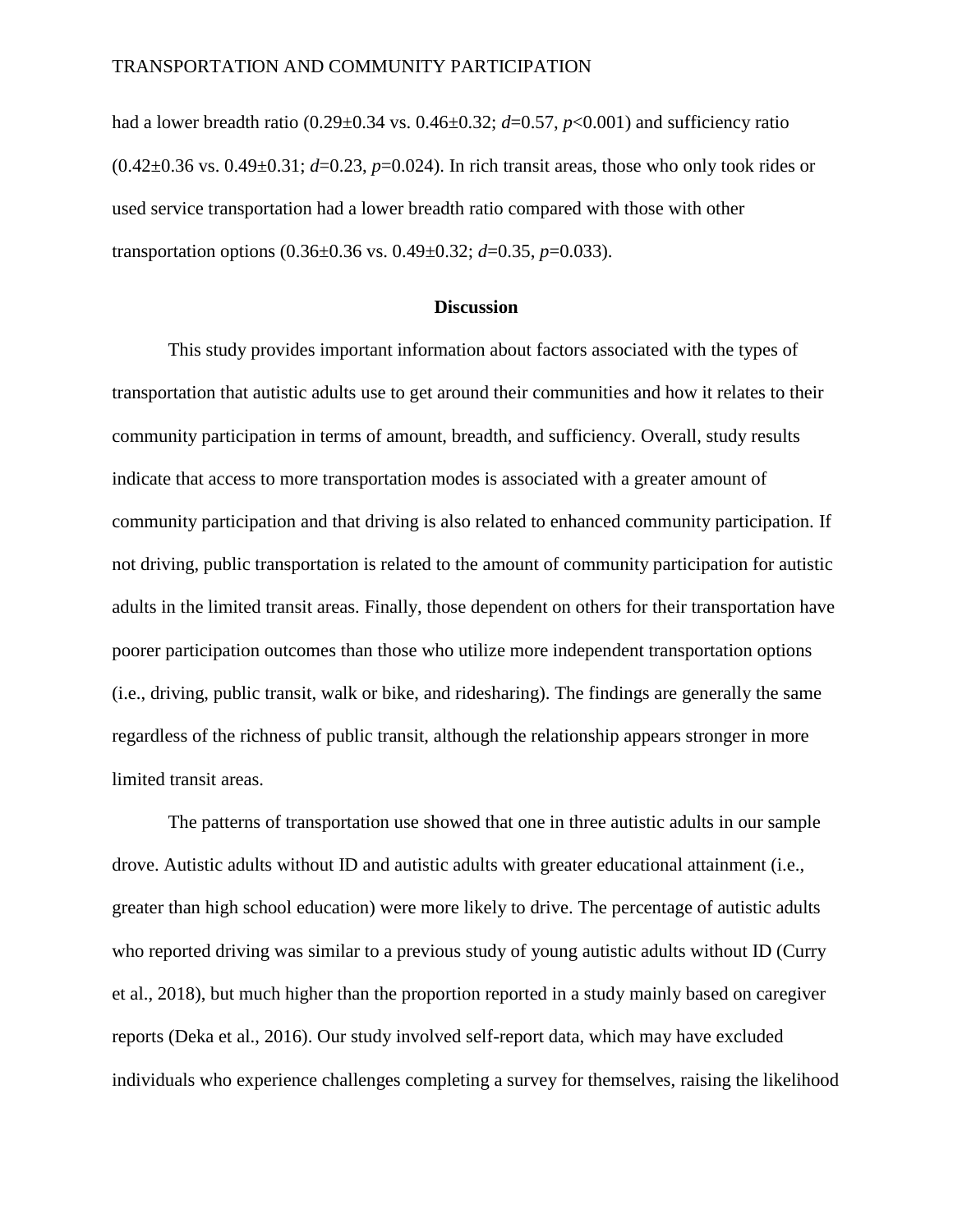had a lower breadth ratio (0.29±0.34 vs. 0.46±0.32; $d$=0.57, $p$<0.001) and sufficiency ratio (0.42±0.36 vs. 0.49±0.31; $d$=0.23, $p$=0.024). In rich transit areas, those who only took rides or used service transportation had a lower breadth ratio compared with those with other transportation options (0.36±0.36 vs. 0.49±0.32; $d$=0.35, $p$=0.033).

## Discussion

This study provides important information about factors associated with the types of transportation that autistic adults use to get around their communities and how it relates to their community participation in terms of amount, breadth, and sufficiency. Overall, study results indicate that access to more transportation modes is associated with a greater amount of community participation and that driving is also related to enhanced community participation. If not driving, public transportation is related to the amount of community participation for autistic adults in the limited transit areas. Finally, those dependent on others for their transportation have poorer participation outcomes than those who utilize more independent transportation options (i.e., driving, public transit, walk or bike, and ridesharing). The findings are generally the same regardless of the richness of public transit, although the relationship appears stronger in more limited transit areas.

The patterns of transportation use showed that one in three autistic adults in our sample drove. Autistic adults without ID and autistic adults with greater educational attainment (i.e., greater than high school education) were more likely to drive. The percentage of autistic adults who reported driving was similar to a previous study of young autistic adults without ID (Curry et al., 2018), but much higher than the proportion reported in a study mainly based on caregiver reports (Deka et al., 2016). Our study involved self-report data, which may have excluded individuals who experience challenges completing a survey for themselves, raising the likelihood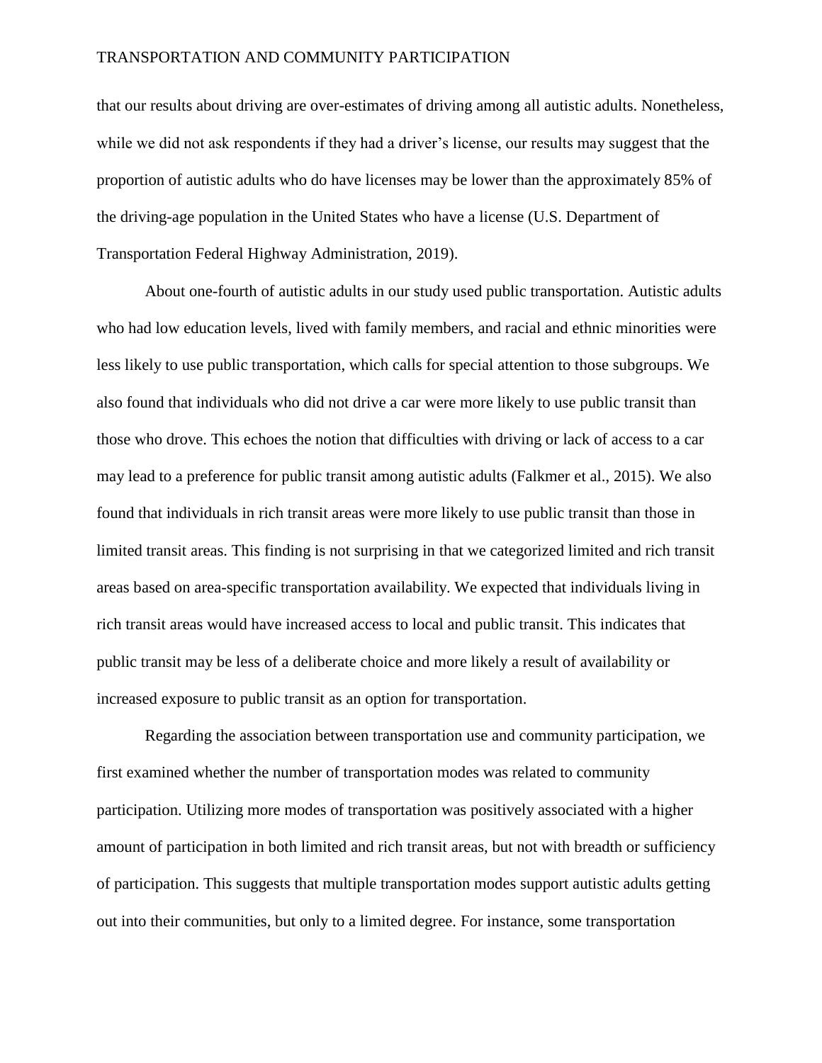that our results about driving are over-estimates of driving among all autistic adults. Nonetheless, while we did not ask respondents if they had a driver's license, our results may suggest that the proportion of autistic adults who do have licenses may be lower than the approximately 85% of the driving-age population in the United States who have a license (U.S. Department of Transportation Federal Highway Administration, 2019).

About one-fourth of autistic adults in our study used public transportation. Autistic adults who had low education levels, lived with family members, and racial and ethnic minorities were less likely to use public transportation, which calls for special attention to those subgroups. We also found that individuals who did not drive a car were more likely to use public transit than those who drove. This echoes the notion that difficulties with driving or lack of access to a car may lead to a preference for public transit among autistic adults (Falkmer et al., 2015). We also found that individuals in rich transit areas were more likely to use public transit than those in limited transit areas. This finding is not surprising in that we categorized limited and rich transit areas based on area-specific transportation availability. We expected that individuals living in rich transit areas would have increased access to local and public transit. This indicates that public transit may be less of a deliberate choice and more likely a result of availability or increased exposure to public transit as an option for transportation.

Regarding the association between transportation use and community participation, we first examined whether the number of transportation modes was related to community participation. Utilizing more modes of transportation was positively associated with a higher amount of participation in both limited and rich transit areas, but not with breadth or sufficiency of participation. This suggests that multiple transportation modes support autistic adults getting out into their communities, but only to a limited degree. For instance, some transportation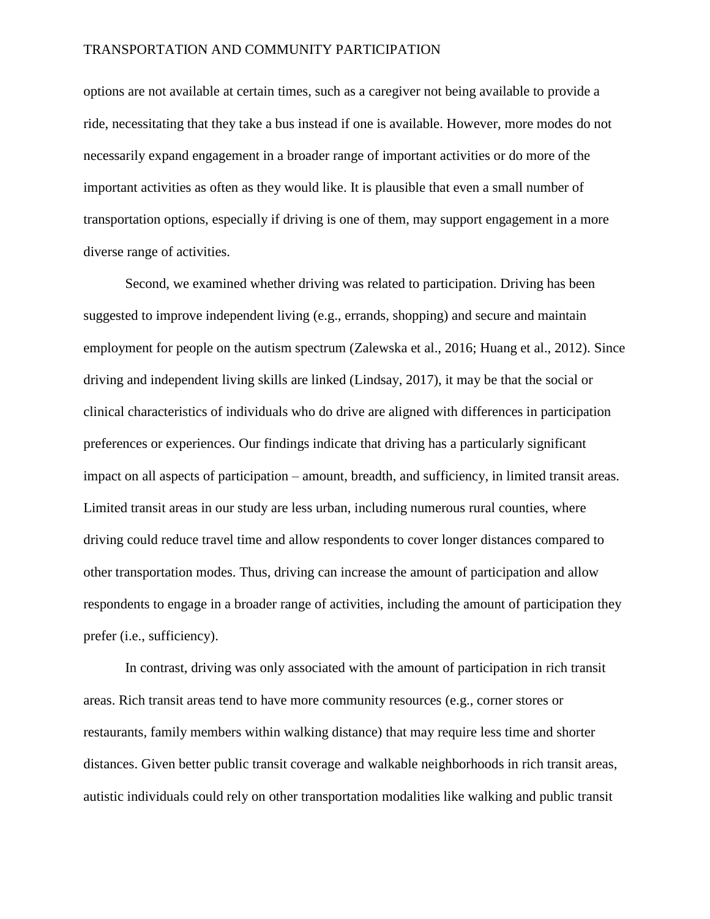options are not available at certain times, such as a caregiver not being available to provide a ride, necessitating that they take a bus instead if one is available. However, more modes do not necessarily expand engagement in a broader range of important activities or do more of the important activities as often as they would like. It is plausible that even a small number of transportation options, especially if driving is one of them, may support engagement in a more diverse range of activities.

Second, we examined whether driving was related to participation. Driving has been suggested to improve independent living (e.g., errands, shopping) and secure and maintain employment for people on the autism spectrum (Zalewska et al., 2016; Huang et al., 2012). Since driving and independent living skills are linked (Lindsay, 2017), it may be that the social or clinical characteristics of individuals who do drive are aligned with differences in participation preferences or experiences. Our findings indicate that driving has a particularly significant impact on all aspects of participation – amount, breadth, and sufficiency, in limited transit areas. Limited transit areas in our study are less urban, including numerous rural counties, where driving could reduce travel time and allow respondents to cover longer distances compared to other transportation modes. Thus, driving can increase the amount of participation and allow respondents to engage in a broader range of activities, including the amount of participation they prefer (i.e., sufficiency).

In contrast, driving was only associated with the amount of participation in rich transit areas. Rich transit areas tend to have more community resources (e.g., corner stores or restaurants, family members within walking distance) that may require less time and shorter distances. Given better public transit coverage and walkable neighborhoods in rich transit areas, autistic individuals could rely on other transportation modalities like walking and public transit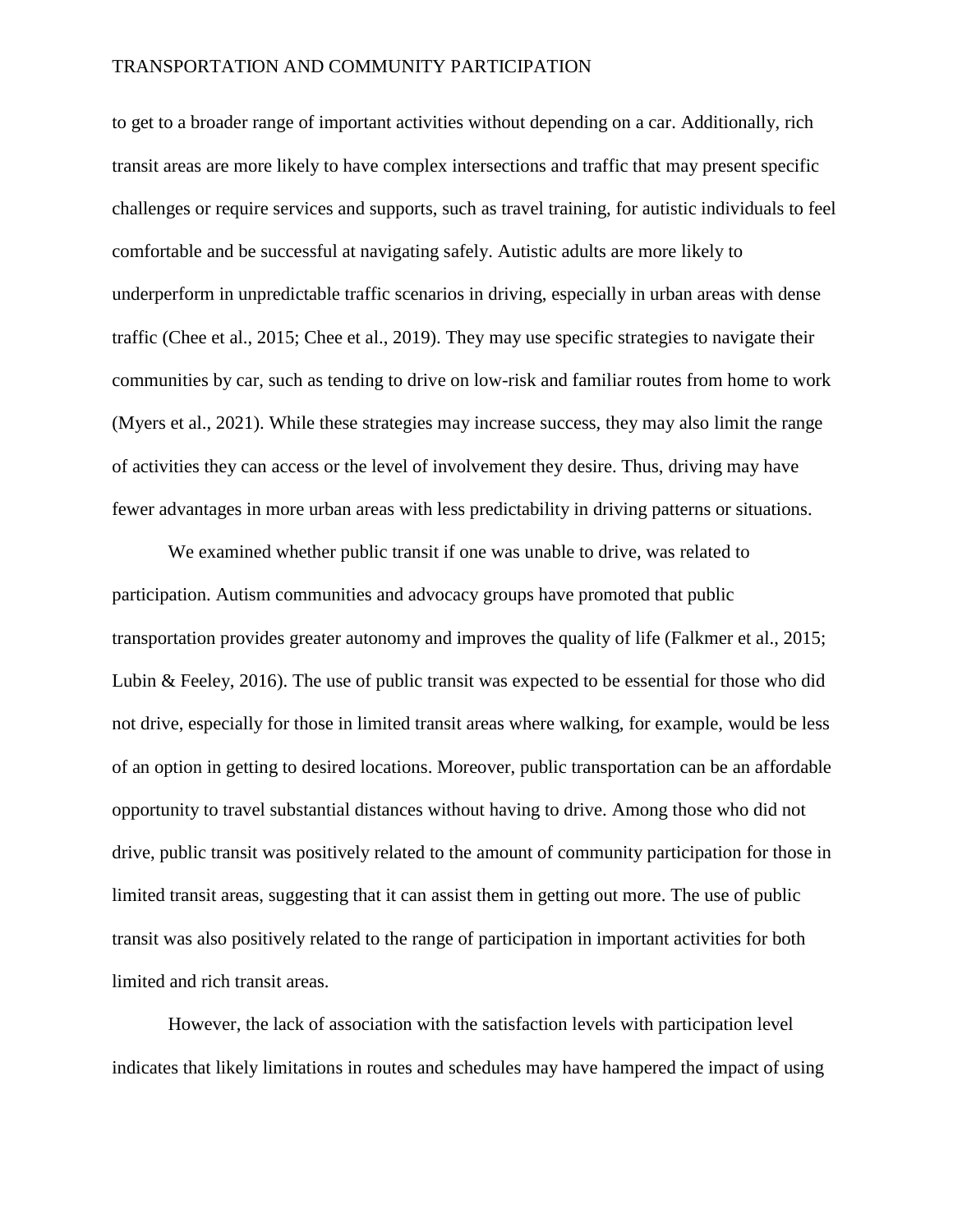to get to a broader range of important activities without depending on a car. Additionally, rich transit areas are more likely to have complex intersections and traffic that may present specific challenges or require services and supports, such as travel training, for autistic individuals to feel comfortable and be successful at navigating safely. Autistic adults are more likely to underperform in unpredictable traffic scenarios in driving, especially in urban areas with dense traffic (Chee et al., 2015; Chee et al., 2019). They may use specific strategies to navigate their communities by car, such as tending to drive on low-risk and familiar routes from home to work (Myers et al., 2021). While these strategies may increase success, they may also limit the range of activities they can access or the level of involvement they desire. Thus, driving may have fewer advantages in more urban areas with less predictability in driving patterns or situations.

We examined whether public transit if one was unable to drive, was related to participation. Autism communities and advocacy groups have promoted that public transportation provides greater autonomy and improves the quality of life (Falkmer et al., 2015; Lubin & Feeley, 2016). The use of public transit was expected to be essential for those who did not drive, especially for those in limited transit areas where walking, for example, would be less of an option in getting to desired locations. Moreover, public transportation can be an affordable opportunity to travel substantial distances without having to drive. Among those who did not drive, public transit was positively related to the amount of community participation for those in limited transit areas, suggesting that it can assist them in getting out more. The use of public transit was also positively related to the range of participation in important activities for both limited and rich transit areas.

However, the lack of association with the satisfaction levels with participation level indicates that likely limitations in routes and schedules may have hampered the impact of using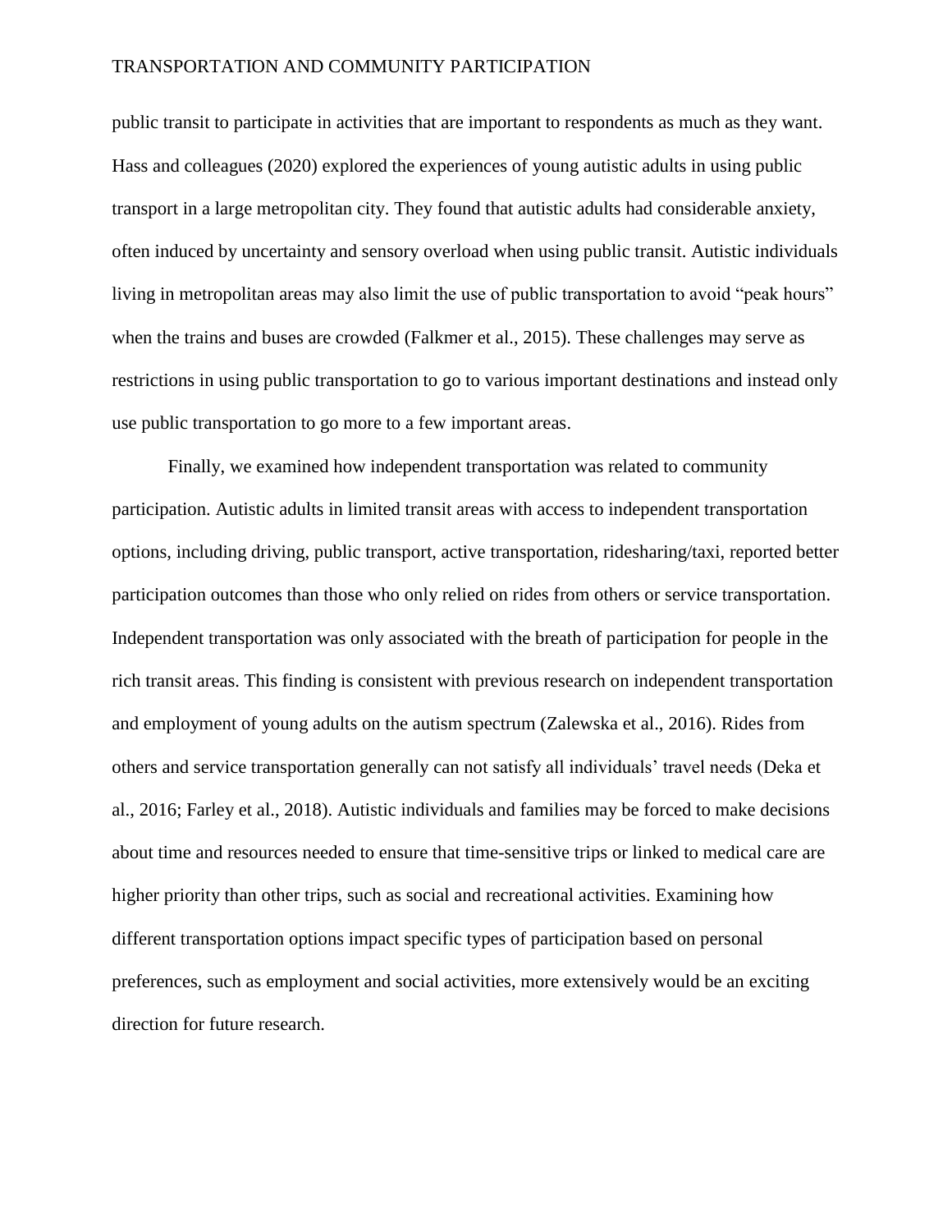public transit to participate in activities that are important to respondents as much as they want. Hass and colleagues (2020) explored the experiences of young autistic adults in using public transport in a large metropolitan city. They found that autistic adults had considerable anxiety, often induced by uncertainty and sensory overload when using public transit. Autistic individuals living in metropolitan areas may also limit the use of public transportation to avoid "peak hours" when the trains and buses are crowded (Falkmer et al., 2015). These challenges may serve as restrictions in using public transportation to go to various important destinations and instead only use public transportation to go more to a few important areas.

Finally, we examined how independent transportation was related to community participation. Autistic adults in limited transit areas with access to independent transportation options, including driving, public transport, active transportation, ridesharing/taxi, reported better participation outcomes than those who only relied on rides from others or service transportation. Independent transportation was only associated with the breath of participation for people in the rich transit areas. This finding is consistent with previous research on independent transportation and employment of young adults on the autism spectrum (Zalewska et al., 2016). Rides from others and service transportation generally can not satisfy all individuals' travel needs (Deka et al., 2016; Farley et al., 2018). Autistic individuals and families may be forced to make decisions about time and resources needed to ensure that time-sensitive trips or linked to medical care are higher priority than other trips, such as social and recreational activities. Examining how different transportation options impact specific types of participation based on personal preferences, such as employment and social activities, more extensively would be an exciting direction for future research.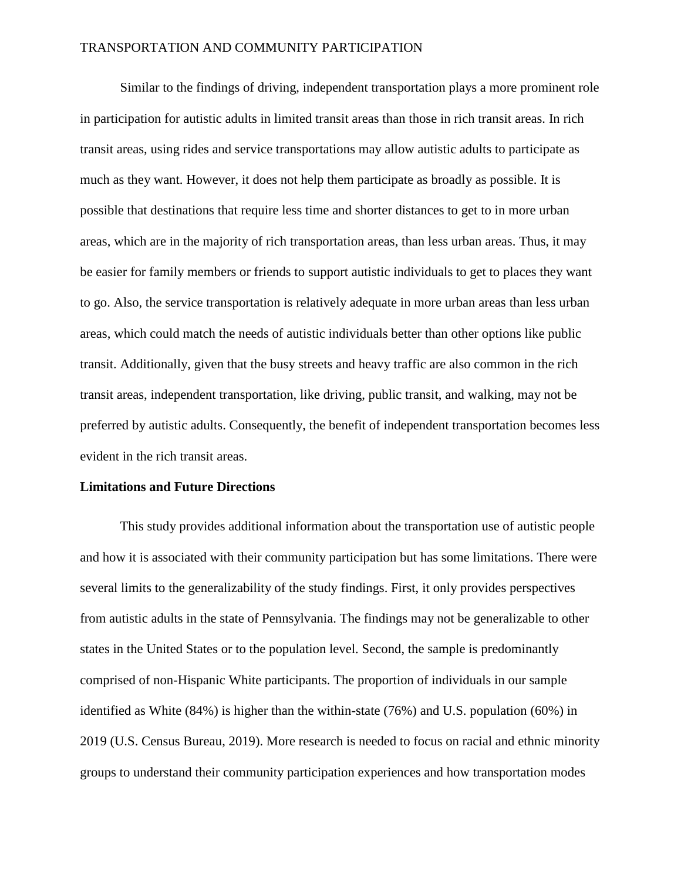Similar to the findings of driving, independent transportation plays a more prominent role in participation for autistic adults in limited transit areas than those in rich transit areas. In rich transit areas, using rides and service transportations may allow autistic adults to participate as much as they want. However, it does not help them participate as broadly as possible. It is possible that destinations that require less time and shorter distances to get to in more urban areas, which are in the majority of rich transportation areas, than less urban areas. Thus, it may be easier for family members or friends to support autistic individuals to get to places they want to go. Also, the service transportation is relatively adequate in more urban areas than less urban areas, which could match the needs of autistic individuals better than other options like public transit. Additionally, given that the busy streets and heavy traffic are also common in the rich transit areas, independent transportation, like driving, public transit, and walking, may not be preferred by autistic adults. Consequently, the benefit of independent transportation becomes less evident in the rich transit areas.

**Limitations and Future Directions**

This study provides additional information about the transportation use of autistic people and how it is associated with their community participation but has some limitations. There were several limits to the generalizability of the study findings. First, it only provides perspectives from autistic adults in the state of Pennsylvania. The findings may not be generalizable to other states in the United States or to the population level. Second, the sample is predominantly comprised of non-Hispanic White participants. The proportion of individuals in our sample identified as White (84%) is higher than the within-state (76%) and U.S. population (60%) in 2019 (U.S. Census Bureau, 2019). More research is needed to focus on racial and ethnic minority groups to understand their community participation experiences and how transportation modes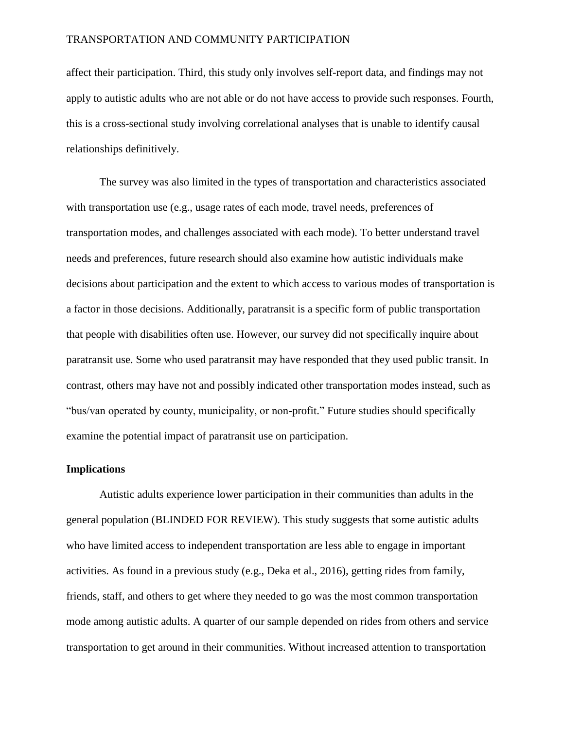affect their participation. Third, this study only involves self-report data, and findings may not apply to autistic adults who are not able or do not have access to provide such responses. Fourth, this is a cross-sectional study involving correlational analyses that is unable to identify causal relationships definitively.

The survey was also limited in the types of transportation and characteristics associated with transportation use (e.g., usage rates of each mode, travel needs, preferences of transportation modes, and challenges associated with each mode). To better understand travel needs and preferences, future research should also examine how autistic individuals make decisions about participation and the extent to which access to various modes of transportation is a factor in those decisions. Additionally, paratransit is a specific form of public transportation that people with disabilities often use. However, our survey did not specifically inquire about paratransit use. Some who used paratransit may have responded that they used public transit. In contrast, others may have not and possibly indicated other transportation modes instead, such as "bus/van operated by county, municipality, or non-profit." Future studies should specifically examine the potential impact of paratransit use on participation.

## Implications

Autistic adults experience lower participation in their communities than adults in the general population (BLINDED FOR REVIEW). This study suggests that some autistic adults who have limited access to independent transportation are less able to engage in important activities. As found in a previous study (e.g., Deka et al., 2016), getting rides from family, friends, staff, and others to get where they needed to go was the most common transportation mode among autistic adults. A quarter of our sample depended on rides from others and service transportation to get around in their communities. Without increased attention to transportation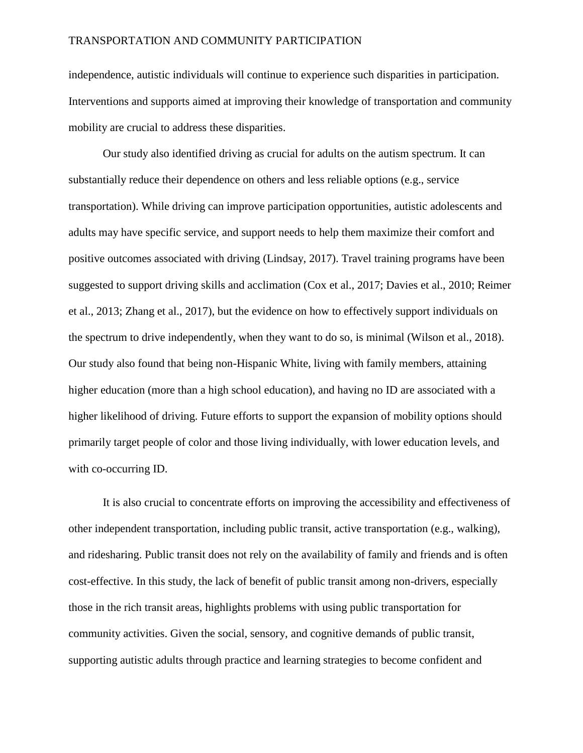independence, autistic individuals will continue to experience such disparities in participation. Interventions and supports aimed at improving their knowledge of transportation and community mobility are crucial to address these disparities.

Our study also identified driving as crucial for adults on the autism spectrum. It can substantially reduce their dependence on others and less reliable options (e.g., service transportation). While driving can improve participation opportunities, autistic adolescents and adults may have specific service, and support needs to help them maximize their comfort and positive outcomes associated with driving (Lindsay, 2017). Travel training programs have been suggested to support driving skills and acclimation (Cox et al., 2017; Davies et al., 2010; Reimer et al., 2013; Zhang et al., 2017), but the evidence on how to effectively support individuals on the spectrum to drive independently, when they want to do so, is minimal (Wilson et al., 2018). Our study also found that being non-Hispanic White, living with family members, attaining higher education (more than a high school education), and having no ID are associated with a higher likelihood of driving. Future efforts to support the expansion of mobility options should primarily target people of color and those living individually, with lower education levels, and with co-occurring ID.

It is also crucial to concentrate efforts on improving the accessibility and effectiveness of other independent transportation, including public transit, active transportation (e.g., walking), and ridesharing. Public transit does not rely on the availability of family and friends and is often cost-effective. In this study, the lack of benefit of public transit among non-drivers, especially those in the rich transit areas, highlights problems with using public transportation for community activities. Given the social, sensory, and cognitive demands of public transit, supporting autistic adults through practice and learning strategies to become confident and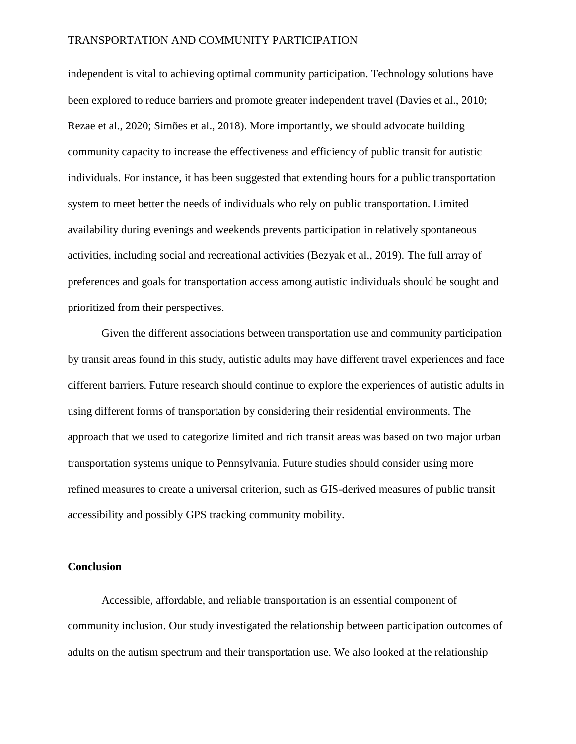independent is vital to achieving optimal community participation. Technology solutions have been explored to reduce barriers and promote greater independent travel (Davies et al., 2010; Rezae et al., 2020; Simões et al., 2018). More importantly, we should advocate building community capacity to increase the effectiveness and efficiency of public transit for autistic individuals. For instance, it has been suggested that extending hours for a public transportation system to meet better the needs of individuals who rely on public transportation. Limited availability during evenings and weekends prevents participation in relatively spontaneous activities, including social and recreational activities (Bezyak et al., 2019). The full array of preferences and goals for transportation access among autistic individuals should be sought and prioritized from their perspectives.

Given the different associations between transportation use and community participation by transit areas found in this study, autistic adults may have different travel experiences and face different barriers. Future research should continue to explore the experiences of autistic adults in using different forms of transportation by considering their residential environments. The approach that we used to categorize limited and rich transit areas was based on two major urban transportation systems unique to Pennsylvania. Future studies should consider using more refined measures to create a universal criterion, such as GIS-derived measures of public transit accessibility and possibly GPS tracking community mobility.

**Conclusion**

Accessible, affordable, and reliable transportation is an essential component of community inclusion. Our study investigated the relationship between participation outcomes of adults on the autism spectrum and their transportation use. We also looked at the relationship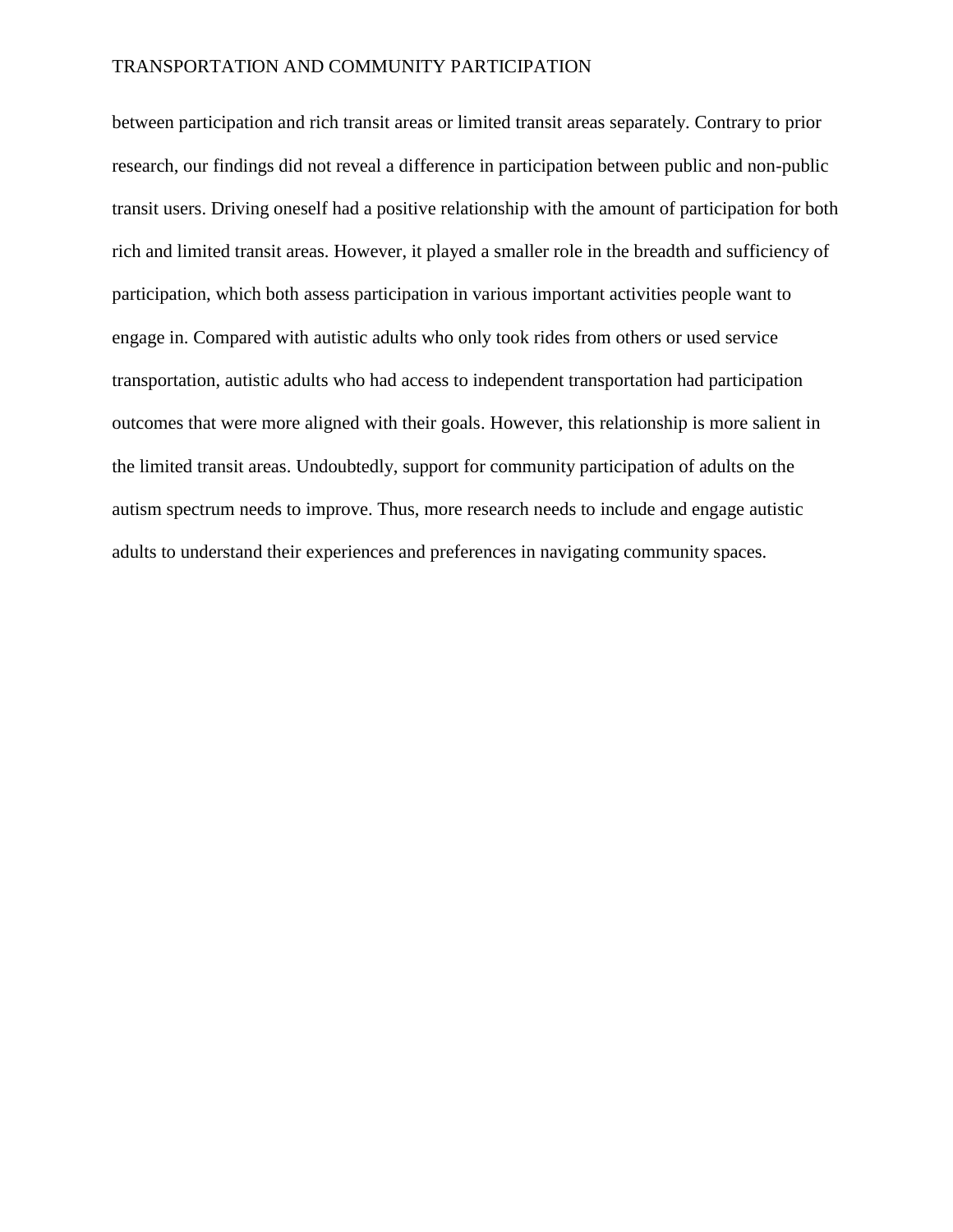between participation and rich transit areas or limited transit areas separately. Contrary to prior research, our findings did not reveal a difference in participation between public and non-public transit users. Driving oneself had a positive relationship with the amount of participation for both rich and limited transit areas. However, it played a smaller role in the breadth and sufficiency of participation, which both assess participation in various important activities people want to engage in. Compared with autistic adults who only took rides from others or used service transportation, autistic adults who had access to independent transportation had participation outcomes that were more aligned with their goals. However, this relationship is more salient in the limited transit areas. Undoubtedly, support for community participation of adults on the autism spectrum needs to improve. Thus, more research needs to include and engage autistic adults to understand their experiences and preferences in navigating community spaces.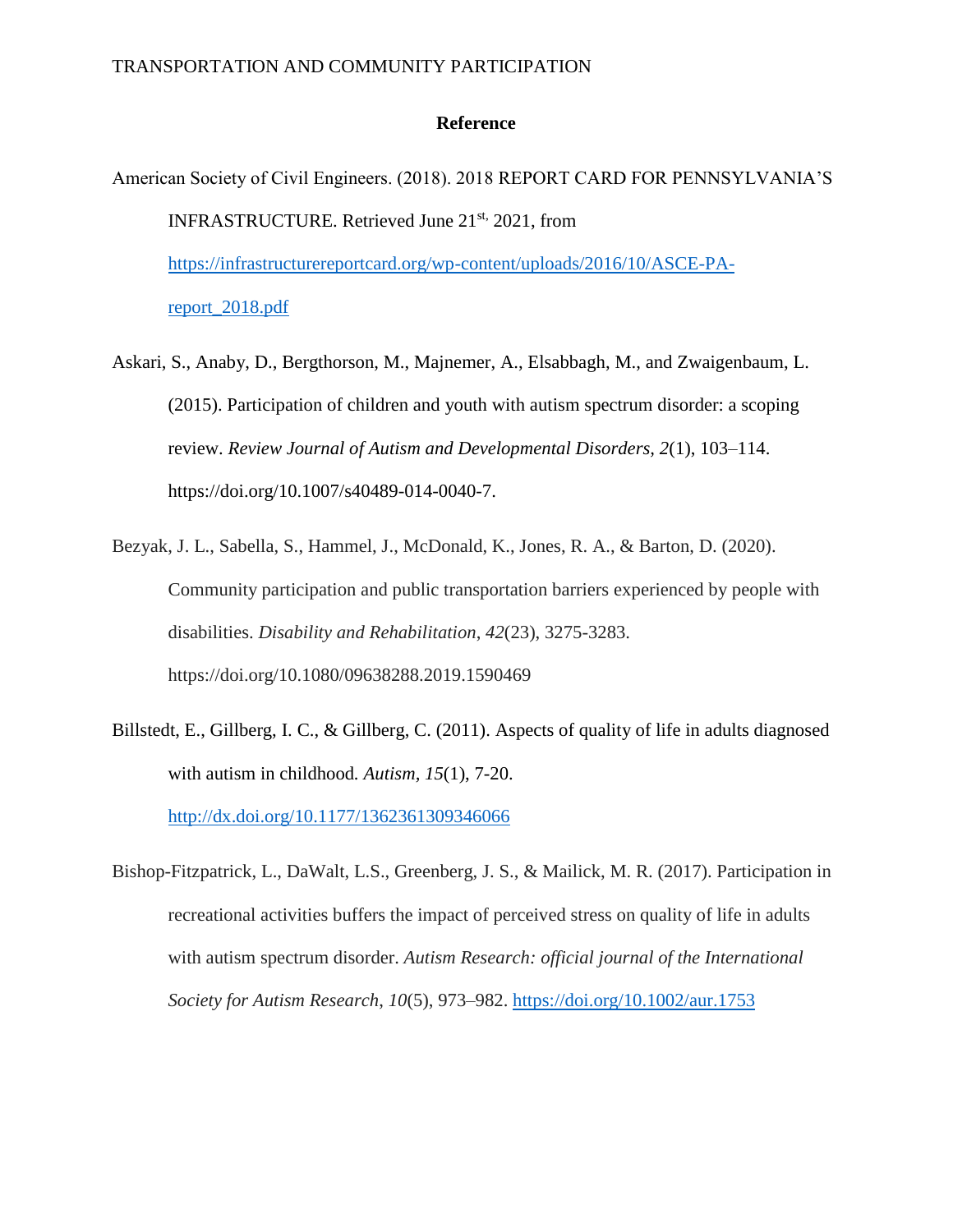## Reference

American Society of Civil Engineers. (2018). 2018 REPORT CARD FOR PENNSYLVANIA'S INFRASTRUCTURE. Retrieved June 21st, 2021, from https://infrastructurereportcard.org/wp-content/uploads/2016/10/ASCE-PA-report_2018.pdf

Askari, S., Anaby, D., Bergthorson, M., Majnemer, A., Elsabbagh, M., and Zwaigenbaum, L. (2015). Participation of children and youth with autism spectrum disorder: a scoping review. *Review Journal of Autism and Developmental Disorders*, *2*(1), 103–114. https://doi.org/10.1007/s40489-014-0040-7.

Bezyak, J. L., Sabella, S., Hammel, J., McDonald, K., Jones, R. A., & Barton, D. (2020). Community participation and public transportation barriers experienced by people with disabilities. *Disability and Rehabilitation*, *42*(23), 3275-3283. https://doi.org/10.1080/09638288.2019.1590469

Billstedt, E., Gillberg, I. C., & Gillberg, C. (2011). Aspects of quality of life in adults diagnosed with autism in childhood. *Autism*, *15*(1), 7-20. http://dx.doi.org/10.1177/1362361309346066

Bishop-Fitzpatrick, L., DaWalt, L.S., Greenberg, J. S., & Mailick, M. R. (2017). Participation in recreational activities buffers the impact of perceived stress on quality of life in adults with autism spectrum disorder. *Autism Research: official journal of the International Society for Autism Research*, *10*(5), 973–982. https://doi.org/10.1002/aur.1753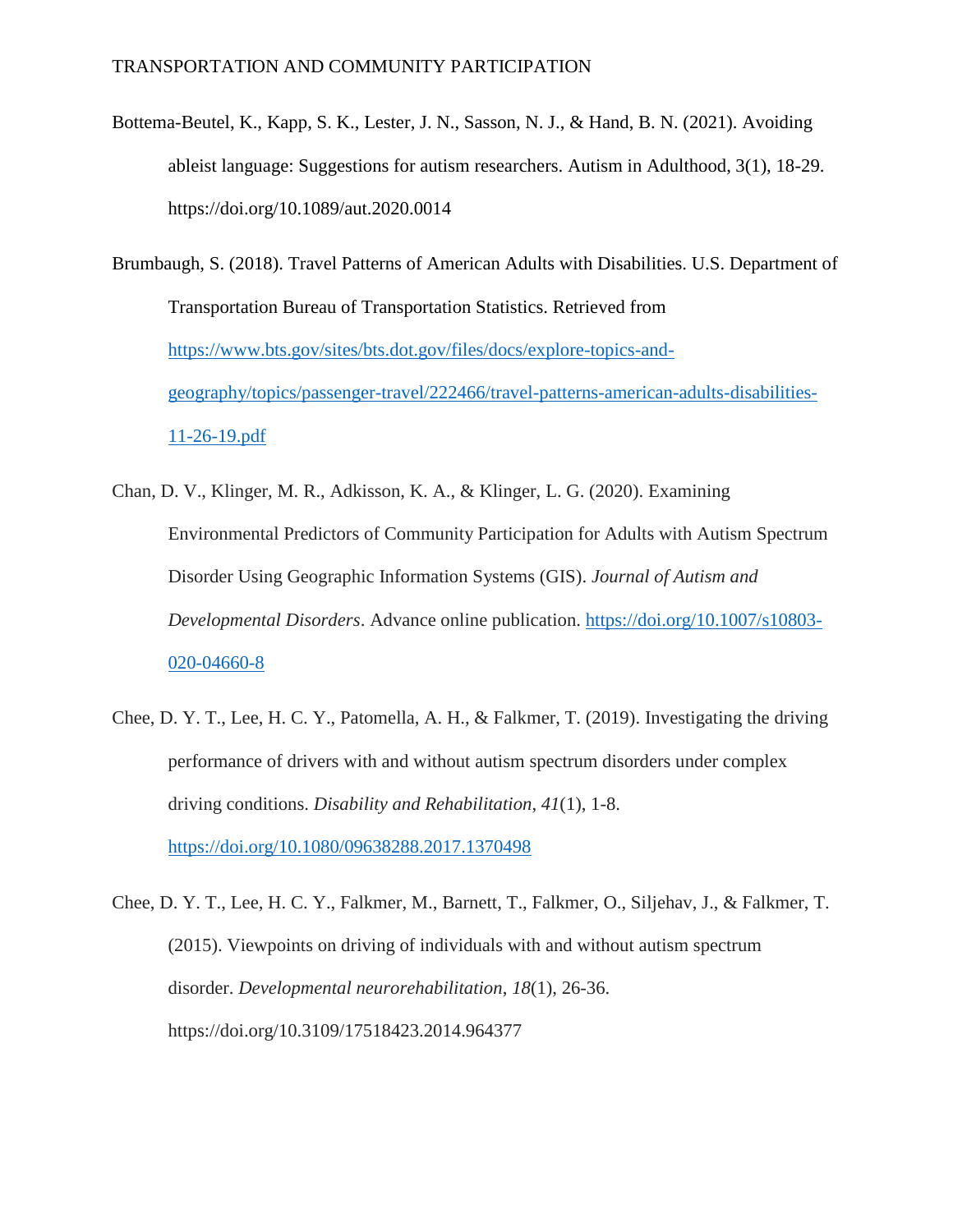Bottema-Beutel, K., Kapp, S. K., Lester, J. N., Sasson, N. J., & Hand, B. N. (2021). Avoiding ableist language: Suggestions for autism researchers. Autism in Adulthood, 3(1), 18-29. https://doi.org/10.1089/aut.2020.0014

Brumbaugh, S. (2018). Travel Patterns of American Adults with Disabilities. U.S. Department of Transportation Bureau of Transportation Statistics. Retrieved from https://www.bts.gov/sites/bts.dot.gov/files/docs/explore-topics-and-geography/topics/passenger-travel/222466/travel-patterns-american-adults-disabilities-11-26-19.pdf

Chan, D. V., Klinger, M. R., Adkisson, K. A., & Klinger, L. G. (2020). Examining Environmental Predictors of Community Participation for Adults with Autism Spectrum Disorder Using Geographic Information Systems (GIS). *Journal of Autism and Developmental Disorders*. Advance online publication. https://doi.org/10.1007/s10803-020-04660-8

Chee, D. Y. T., Lee, H. C. Y., Patomella, A. H., & Falkmer, T. (2019). Investigating the driving performance of drivers with and without autism spectrum disorders under complex driving conditions. *Disability and Rehabilitation*, *41*(1), 1-8. https://doi.org/10.1080/09638288.2017.1370498

Chee, D. Y. T., Lee, H. C. Y., Falkmer, M., Barnett, T., Falkmer, O., Siljehav, J., & Falkmer, T. (2015). Viewpoints on driving of individuals with and without autism spectrum disorder. *Developmental neurorehabilitation*, *18*(1), 26-36. https://doi.org/10.3109/17518423.2014.964377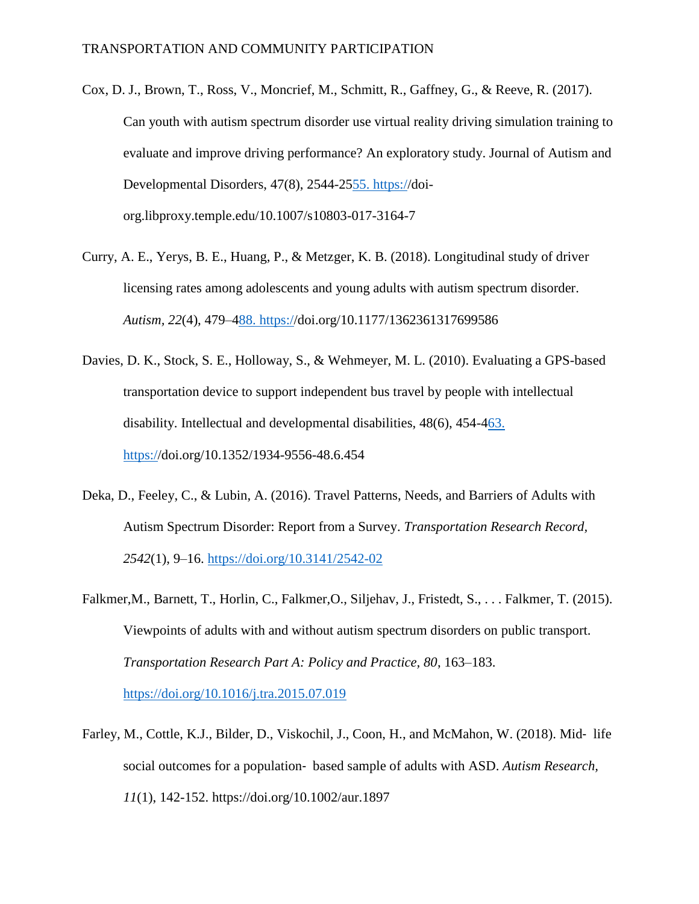Cox, D. J., Brown, T., Ross, V., Moncrief, M., Schmitt, R., Gaffney, G., & Reeve, R. (2017). Can youth with autism spectrum disorder use virtual reality driving simulation training to evaluate and improve driving performance? An exploratory study. Journal of Autism and Developmental Disorders, 47(8), 2544-2555. https://doi-org.libproxy.temple.edu/10.1007/s10803-017-3164-7

Curry, A. E., Yerys, B. E., Huang, P., & Metzger, K. B. (2018). Longitudinal study of driver licensing rates among adolescents and young adults with autism spectrum disorder. *Autism, 22*(4), 479–488. https://doi.org/10.1177/1362361317699586

Davies, D. K., Stock, S. E., Holloway, S., & Wehmeyer, M. L. (2010). Evaluating a GPS-based transportation device to support independent bus travel by people with intellectual disability. Intellectual and developmental disabilities, 48(6), 454-463. https://doi.org/10.1352/1934-9556-48.6.454

Deka, D., Feeley, C., & Lubin, A. (2016). Travel Patterns, Needs, and Barriers of Adults with Autism Spectrum Disorder: Report from a Survey. *Transportation Research Record, 2542*(1), 9–16. https://doi.org/10.3141/2542-02

Falkmer,M., Barnett, T., Horlin, C., Falkmer,O., Siljehav, J., Fristedt, S., . . . Falkmer, T. (2015). Viewpoints of adults with and without autism spectrum disorders on public transport. *Transportation Research Part A: Policy and Practice, 80*, 163–183. https://doi.org/10.1016/j.tra.2015.07.019

Farley, M., Cottle, K.J., Bilder, D., Viskochil, J., Coon, H., and McMahon, W. (2018). Mid- life social outcomes for a population- based sample of adults with ASD. *Autism Research, 11*(1), 142-152. https://doi.org/10.1002/aur.1897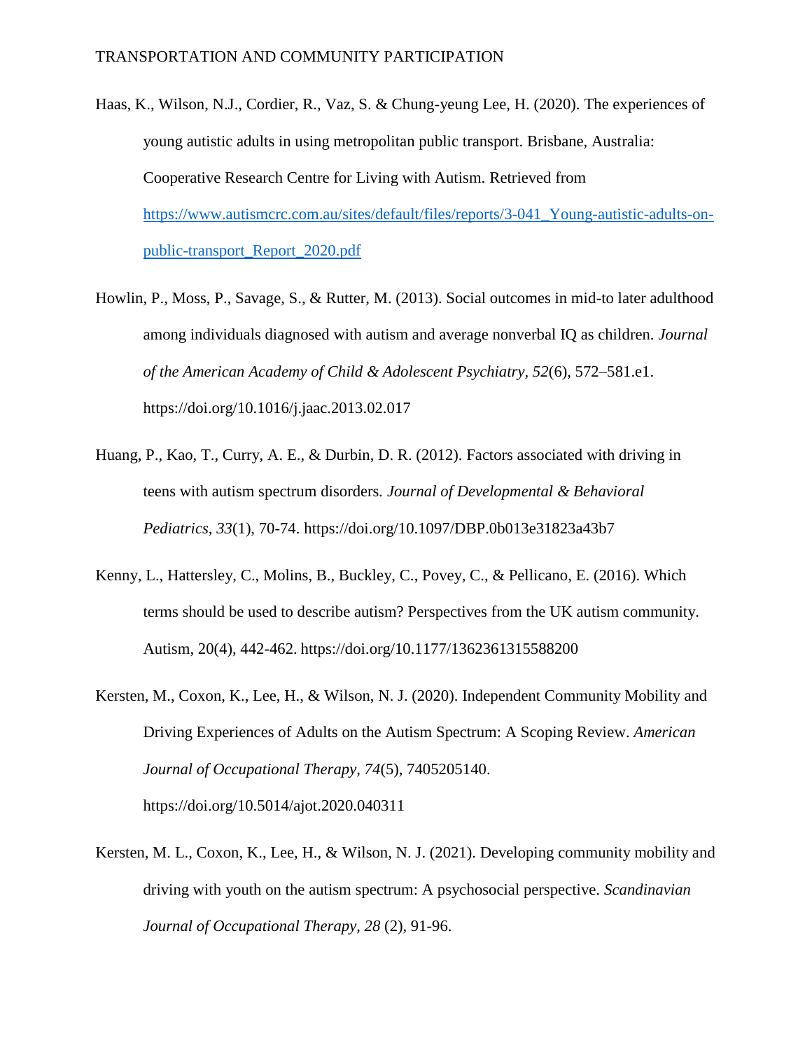Haas, K., Wilson, N.J., Cordier, R., Vaz, S. & Chung-yeung Lee, H. (2020). The experiences of young autistic adults in using metropolitan public transport. Brisbane, Australia: Cooperative Research Centre for Living with Autism. Retrieved from https://www.autismcrc.com.au/sites/default/files/reports/3-041_Young-autistic-adults-on-public-transport_Report_2020.pdf

Howlin, P., Moss, P., Savage, S., & Rutter, M. (2013). Social outcomes in mid-to later adulthood among individuals diagnosed with autism and average nonverbal IQ as children. *Journal of the American Academy of Child & Adolescent Psychiatry*, *52*(6), 572–581.e1. https://doi.org/10.1016/j.jaac.2013.02.017

Huang, P., Kao, T., Curry, A. E., & Durbin, D. R. (2012). Factors associated with driving in teens with autism spectrum disorders. *Journal of Developmental & Behavioral Pediatrics, 33*(1), 70-74. https://doi.org/10.1097/DBP.0b013e31823a43b7

Kenny, L., Hattersley, C., Molins, B., Buckley, C., Povey, C., & Pellicano, E. (2016). Which terms should be used to describe autism? Perspectives from the UK autism community. Autism, 20(4), 442-462. https://doi.org/10.1177/1362361315588200

Kersten, M., Coxon, K., Lee, H., & Wilson, N. J. (2020). Independent Community Mobility and Driving Experiences of Adults on the Autism Spectrum: A Scoping Review. *American Journal of Occupational Therapy, 74*(5), 7405205140. https://doi.org/10.5014/ajot.2020.040311

Kersten, M. L., Coxon, K., Lee, H., & Wilson, N. J. (2021). Developing community mobility and driving with youth on the autism spectrum: A psychosocial perspective. *Scandinavian Journal of Occupational Therapy, 28* (2), 91-96.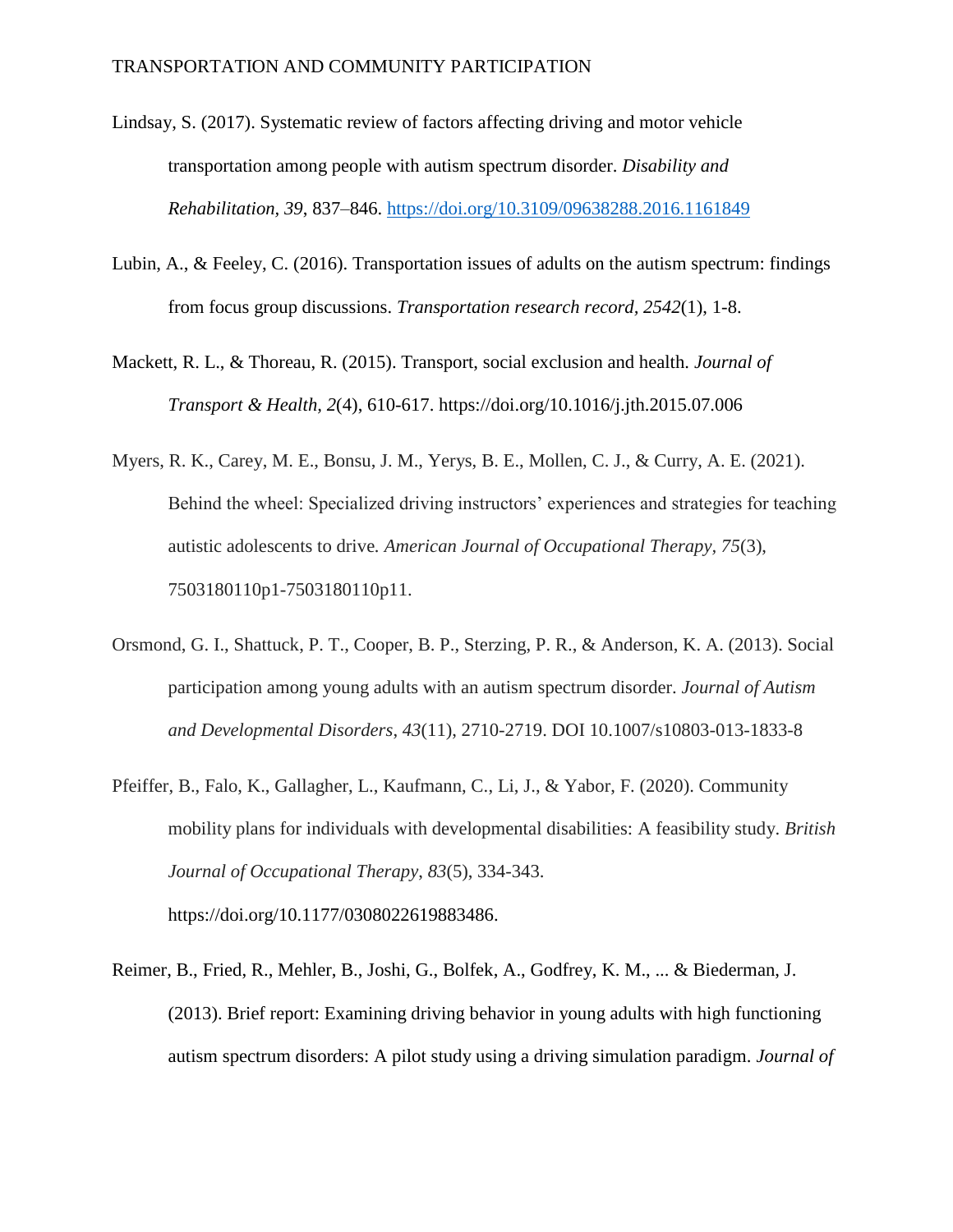Lindsay, S. (2017). Systematic review of factors affecting driving and motor vehicle transportation among people with autism spectrum disorder. *Disability and Rehabilitation*, *39*, 837–846. https://doi.org/10.3109/09638288.2016.1161849

Lubin, A., & Feeley, C. (2016). Transportation issues of adults on the autism spectrum: findings from focus group discussions. *Transportation research record*, *2542*(1), 1-8.

Mackett, R. L., & Thoreau, R. (2015). Transport, social exclusion and health. *Journal of Transport & Health*, *2*(4), 610-617. https://doi.org/10.1016/j.jth.2015.07.006

Myers, R. K., Carey, M. E., Bonsu, J. M., Yerys, B. E., Mollen, C. J., & Curry, A. E. (2021). Behind the wheel: Specialized driving instructors' experiences and strategies for teaching autistic adolescents to drive. *American Journal of Occupational Therapy*, *75*(3), 7503180110p1-7503180110p11.

Orsmond, G. I., Shattuck, P. T., Cooper, B. P., Sterzing, P. R., & Anderson, K. A. (2013). Social participation among young adults with an autism spectrum disorder. *Journal of Autism and Developmental Disorders*, *43*(11), 2710-2719. DOI 10.1007/s10803-013-1833-8

Pfeiffer, B., Falo, K., Gallagher, L., Kaufmann, C., Li, J., & Yabor, F. (2020). Community mobility plans for individuals with developmental disabilities: A feasibility study. *British Journal of Occupational Therapy*, *83*(5), 334-343. https://doi.org/10.1177/0308022619883486.

Reimer, B., Fried, R., Mehler, B., Joshi, G., Bolfek, A., Godfrey, K. M., ... & Biederman, J. (2013). Brief report: Examining driving behavior in young adults with high functioning autism spectrum disorders: A pilot study using a driving simulation paradigm. *Journal of*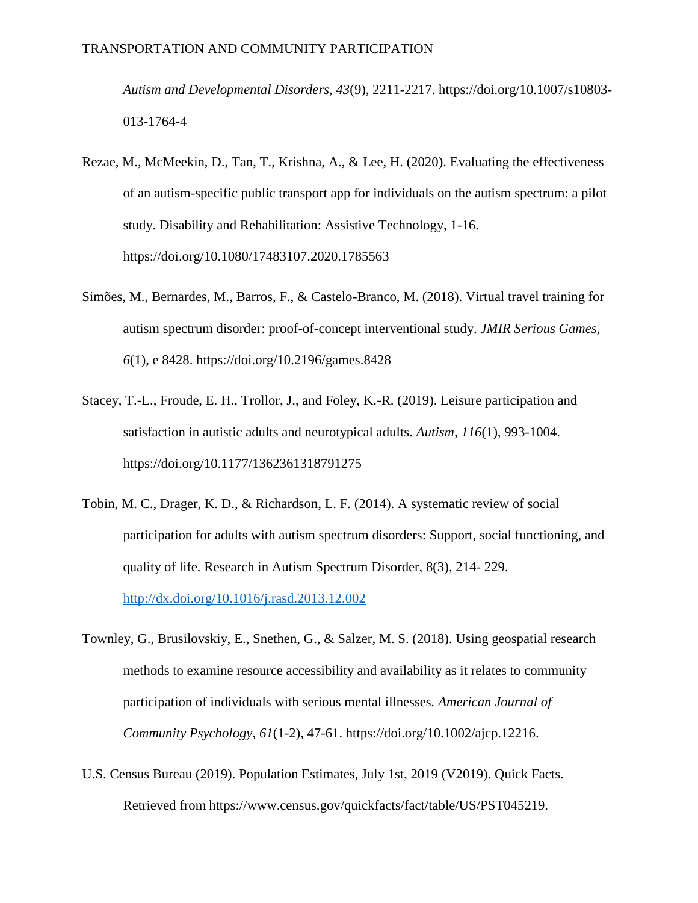*Autism and Developmental Disorders, 43*(9), 2211-2217. https://doi.org/10.1007/s10803-013-1764-4

Rezae, M., McMeekin, D., Tan, T., Krishna, A., & Lee, H. (2020). Evaluating the effectiveness of an autism-specific public transport app for individuals on the autism spectrum: a pilot study. Disability and Rehabilitation: Assistive Technology, 1-16. https://doi.org/10.1080/17483107.2020.1785563

Simões, M., Bernardes, M., Barros, F., & Castelo-Branco, M. (2018). Virtual travel training for autism spectrum disorder: proof-of-concept interventional study. *JMIR Serious Games, 6*(1), e 8428. https://doi.org/10.2196/games.8428

Stacey, T.-L., Froude, E. H., Trollor, J., and Foley, K.-R. (2019). Leisure participation and satisfaction in autistic adults and neurotypical adults. *Autism, 116*(1), 993-1004. https://doi.org/10.1177/1362361318791275

Tobin, M. C., Drager, K. D., & Richardson, L. F. (2014). A systematic review of social participation for adults with autism spectrum disorders: Support, social functioning, and quality of life. Research in Autism Spectrum Disorder, 8(3), 214- 229. http://dx.doi.org/10.1016/j.rasd.2013.12.002

Townley, G., Brusilovskiy, E., Snethen, G., & Salzer, M. S. (2018). Using geospatial research methods to examine resource accessibility and availability as it relates to community participation of individuals with serious mental illnesses. *American Journal of Community Psychology, 61*(1-2), 47-61. https://doi.org/10.1002/ajcp.12216.

U.S. Census Bureau (2019). Population Estimates, July 1st, 2019 (V2019). Quick Facts. Retrieved from https://www.census.gov/quickfacts/fact/table/US/PST045219.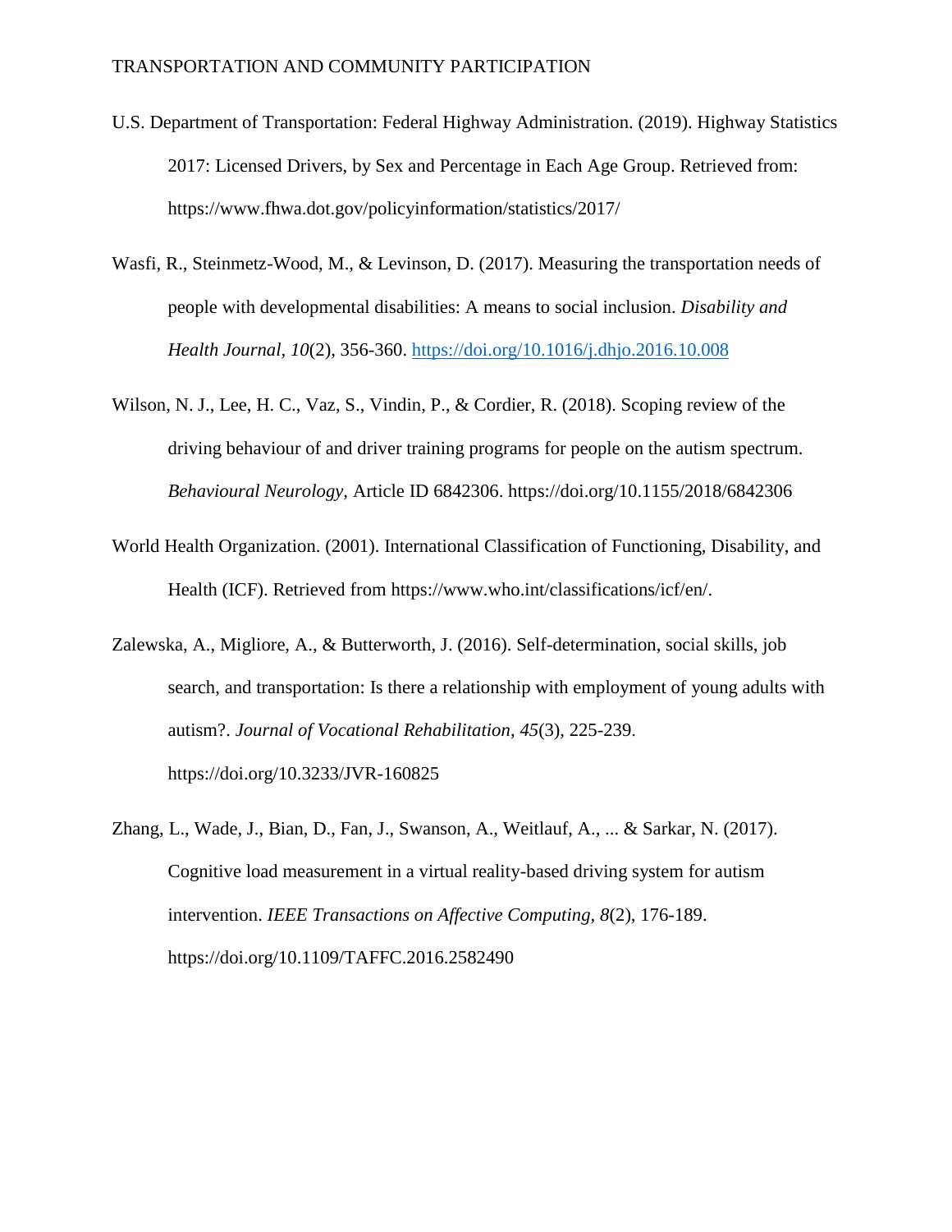U.S. Department of Transportation: Federal Highway Administration. (2019). Highway Statistics 2017: Licensed Drivers, by Sex and Percentage in Each Age Group. Retrieved from: https://www.fhwa.dot.gov/policyinformation/statistics/2017/

Wasfi, R., Steinmetz-Wood, M., & Levinson, D. (2017). Measuring the transportation needs of people with developmental disabilities: A means to social inclusion. *Disability and Health Journal, 10*(2), 356-360. https://doi.org/10.1016/j.dhjo.2016.10.008

Wilson, N. J., Lee, H. C., Vaz, S., Vindin, P., & Cordier, R. (2018). Scoping review of the driving behaviour of and driver training programs for people on the autism spectrum. *Behavioural Neurology*, Article ID 6842306. https://doi.org/10.1155/2018/6842306

World Health Organization. (2001). International Classification of Functioning, Disability, and Health (ICF). Retrieved from https://www.who.int/classifications/icf/en/.

Zalewska, A., Migliore, A., & Butterworth, J. (2016). Self-determination, social skills, job search, and transportation: Is there a relationship with employment of young adults with autism?. *Journal of Vocational Rehabilitation, 45*(3), 225-239. https://doi.org/10.3233/JVR-160825

Zhang, L., Wade, J., Bian, D., Fan, J., Swanson, A., Weitlauf, A., ... & Sarkar, N. (2017). Cognitive load measurement in a virtual reality-based driving system for autism intervention. *IEEE Transactions on Affective Computing, 8*(2), 176-189. https://doi.org/10.1109/TAFFC.2016.2582490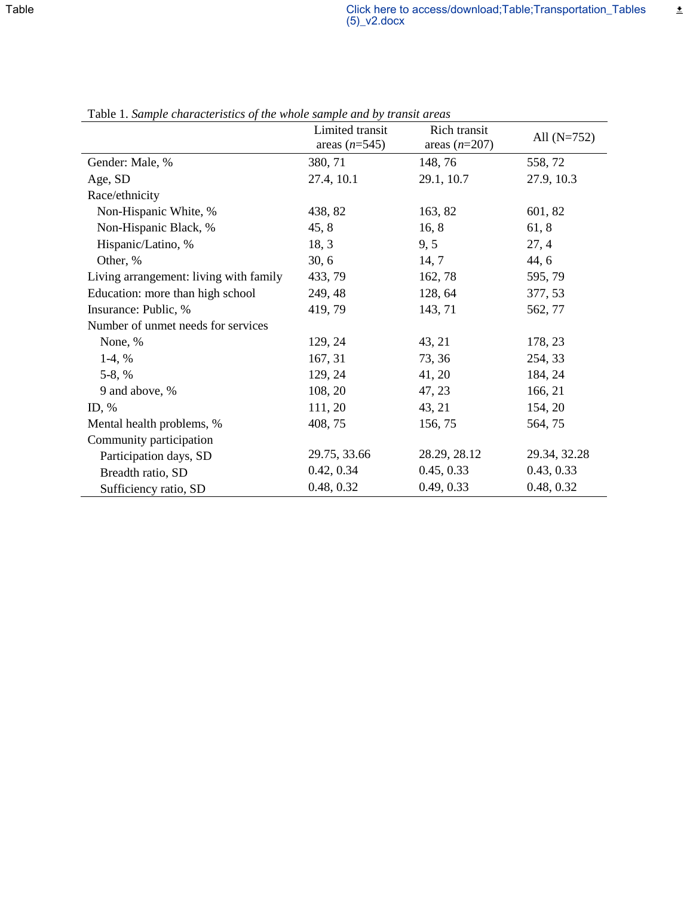Table 1. *Sample characteristics of the whole sample and by transit areas*

| | Limited transit areas (*n*=545) | Rich transit areas (*n*=207) | All (N=752) |
|---|---|---|---|
| Gender: Male, % | 380, 71 | 148, 76 | 558, 72 |
| Age, SD | 27.4, 10.1 | 29.1, 10.7 | 27.9, 10.3 |
| Race/ethnicity | | | |
| Non-Hispanic White, % | 438, 82 | 163, 82 | 601, 82 |
| Non-Hispanic Black, % | 45, 8 | 16, 8 | 61, 8 |
| Hispanic/Latino, % | 18, 3 | 9, 5 | 27, 4 |
| Other, % | 30, 6 | 14, 7 | 44, 6 |
| Living arrangement: living with family | 433, 79 | 162, 78 | 595, 79 |
| Education: more than high school | 249, 48 | 128, 64 | 377, 53 |
| Insurance: Public, % | 419, 79 | 143, 71 | 562, 77 |
| Number of unmet needs for services | | | |
| None, % | 129, 24 | 43, 21 | 178, 23 |
| 1-4, % | 167, 31 | 73, 36 | 254, 33 |
| 5-8, % | 129, 24 | 41, 20 | 184, 24 |
| 9 and above, % | 108, 20 | 47, 23 | 166, 21 |
| ID, % | 111, 20 | 43, 21 | 154, 20 |
| Mental health problems, % | 408, 75 | 156, 75 | 564, 75 |
| Community participation | | | |
| Participation days, SD | 29.75, 33.66 | 28.29, 28.12 | 29.34, 32.28 |
| Breadth ratio, SD | 0.42, 0.34 | 0.45, 0.33 | 0.43, 0.33 |
| Sufficiency ratio, SD | 0.48, 0.32 | 0.49, 0.33 | 0.48, 0.32 |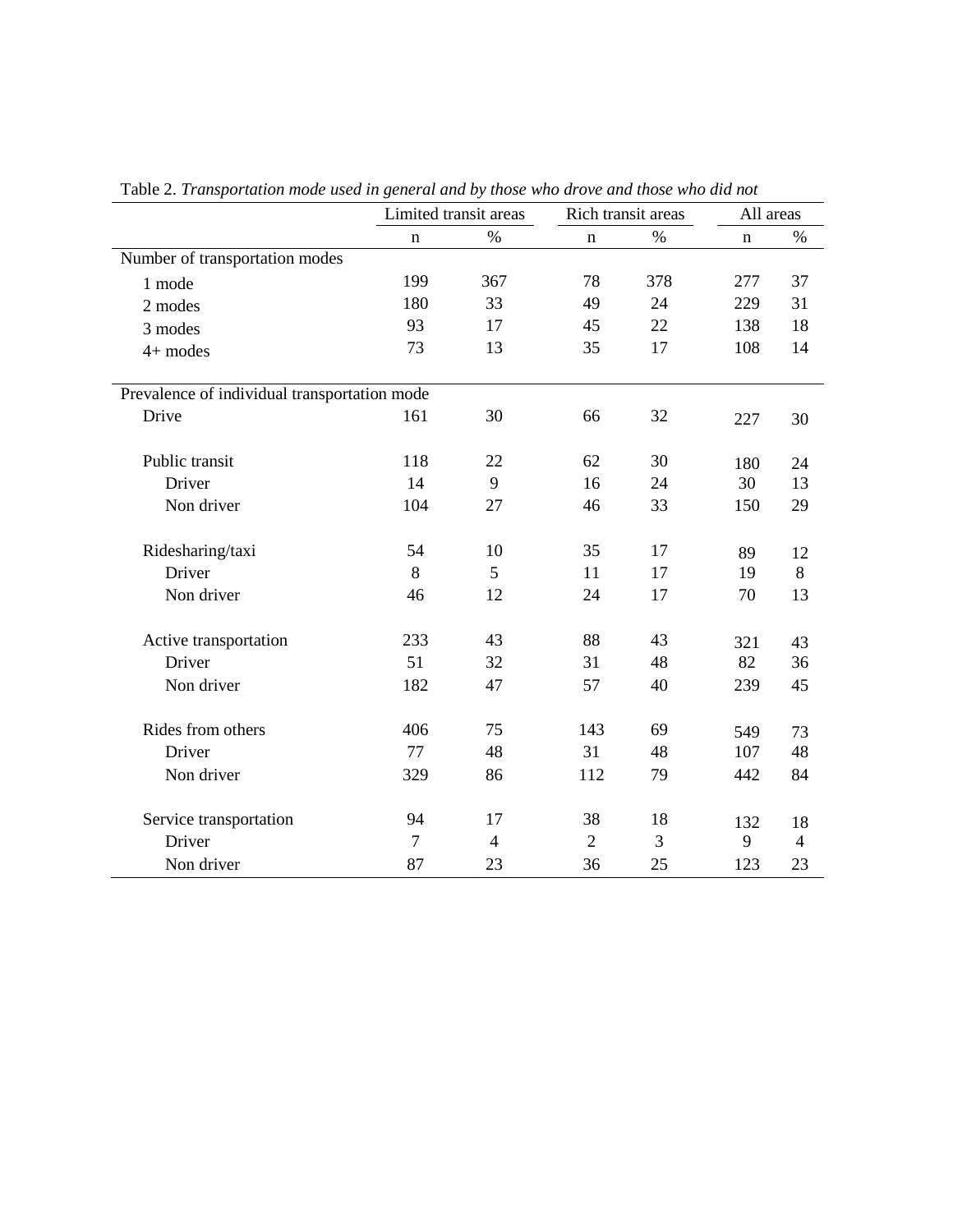Table 2. *Transportation mode used in general and by those who drove and those who did not*

| | Limited transit areas | | Rich transit areas | | All areas | |
|---|---|---|---|---|---|---|
| | n | % | n | % | n | % |
| Number of transportation modes | | | | | | |
| 1 mode | 199 | 367 | 78 | 378 | 277 | 37 |
| 2 modes | 180 | 33 | 49 | 24 | 229 | 31 |
| 3 modes | 93 | 17 | 45 | 22 | 138 | 18 |
| 4+ modes | 73 | 13 | 35 | 17 | 108 | 14 |
| Prevalence of individual transportation mode | | | | | | |
| Drive | 161 | 30 | 66 | 32 | 227 | 30 |
| Public transit | 118 | 22 | 62 | 30 | 180 | 24 |
| Driver | 14 | 9 | 16 | 24 | 30 | 13 |
| Non driver | 104 | 27 | 46 | 33 | 150 | 29 |
| Ridesharing/taxi | 54 | 10 | 35 | 17 | 89 | 12 |
| Driver | 8 | 5 | 11 | 17 | 19 | 8 |
| Non driver | 46 | 12 | 24 | 17 | 70 | 13 |
| Active transportation | 233 | 43 | 88 | 43 | 321 | 43 |
| Driver | 51 | 32 | 31 | 48 | 82 | 36 |
| Non driver | 182 | 47 | 57 | 40 | 239 | 45 |
| Rides from others | 406 | 75 | 143 | 69 | 549 | 73 |
| Driver | 77 | 48 | 31 | 48 | 107 | 48 |
| Non driver | 329 | 86 | 112 | 79 | 442 | 84 |
| Service transportation | 94 | 17 | 38 | 18 | 132 | 18 |
| Driver | 7 | 4 | 2 | 3 | 9 | 4 |
| Non driver | 87 | 23 | 36 | 25 | 123 | 23 |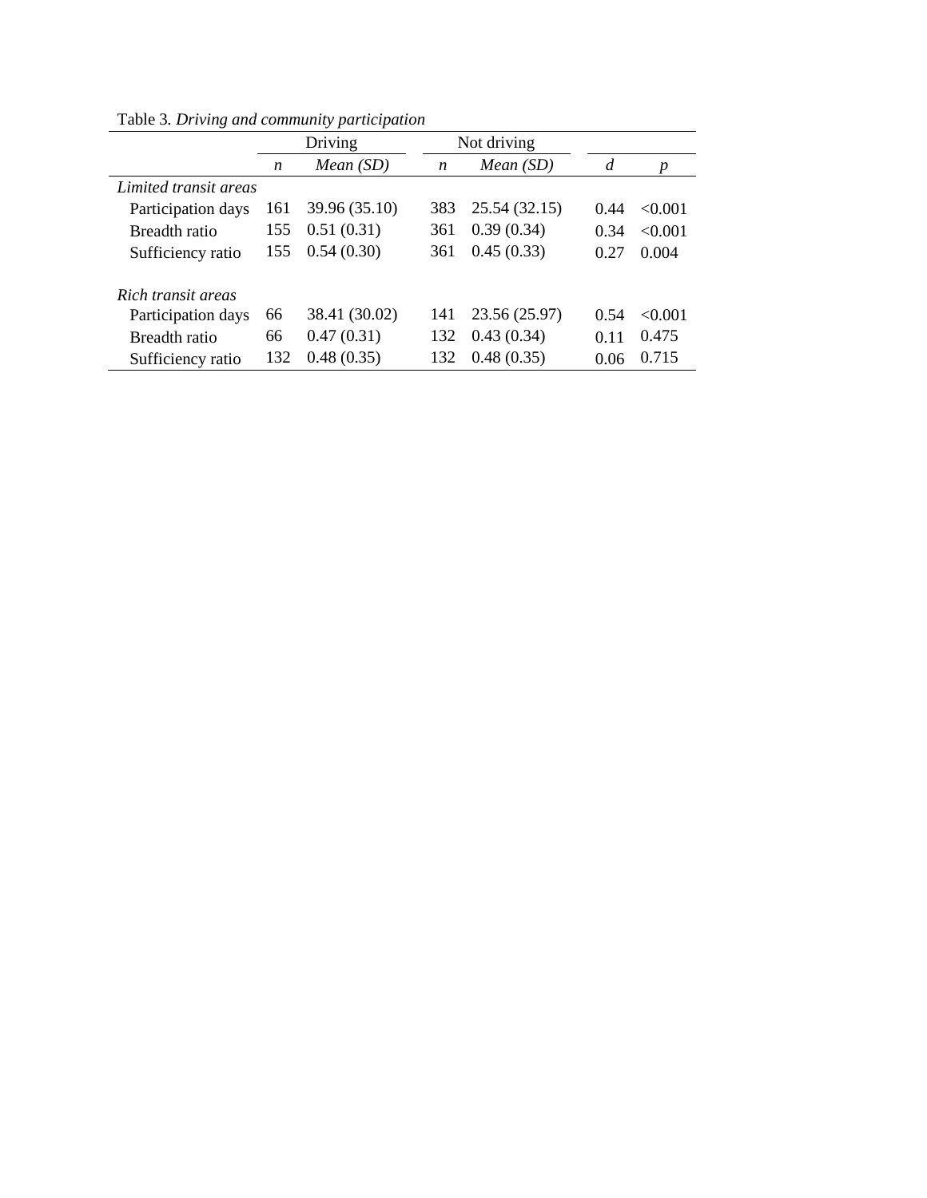Table 3. *Driving and community participation*

| | Driving | | Not driving | | | |
|---|---|---|---|---|---|---|
| | *n* | *Mean (SD)* | *n* | *Mean (SD)* | *d* | *p* |
| *Limited transit areas* | | | | | | |
| Participation days | 161 | 39.96 (35.10) | 383 | 25.54 (32.15) | 0.44 | <0.001 |
| Breadth ratio | 155 | 0.51 (0.31) | 361 | 0.39 (0.34) | 0.34 | <0.001 |
| Sufficiency ratio | 155 | 0.54 (0.30) | 361 | 0.45 (0.33) | 0.27 | 0.004 |
| *Rich transit areas* | | | | | | |
| Participation days | 66 | 38.41 (30.02) | 141 | 23.56 (25.97) | 0.54 | <0.001 |
| Breadth ratio | 66 | 0.47 (0.31) | 132 | 0.43 (0.34) | 0.11 | 0.475 |
| Sufficiency ratio | 132 | 0.48 (0.35) | 132 | 0.48 (0.35) | 0.06 | 0.715 |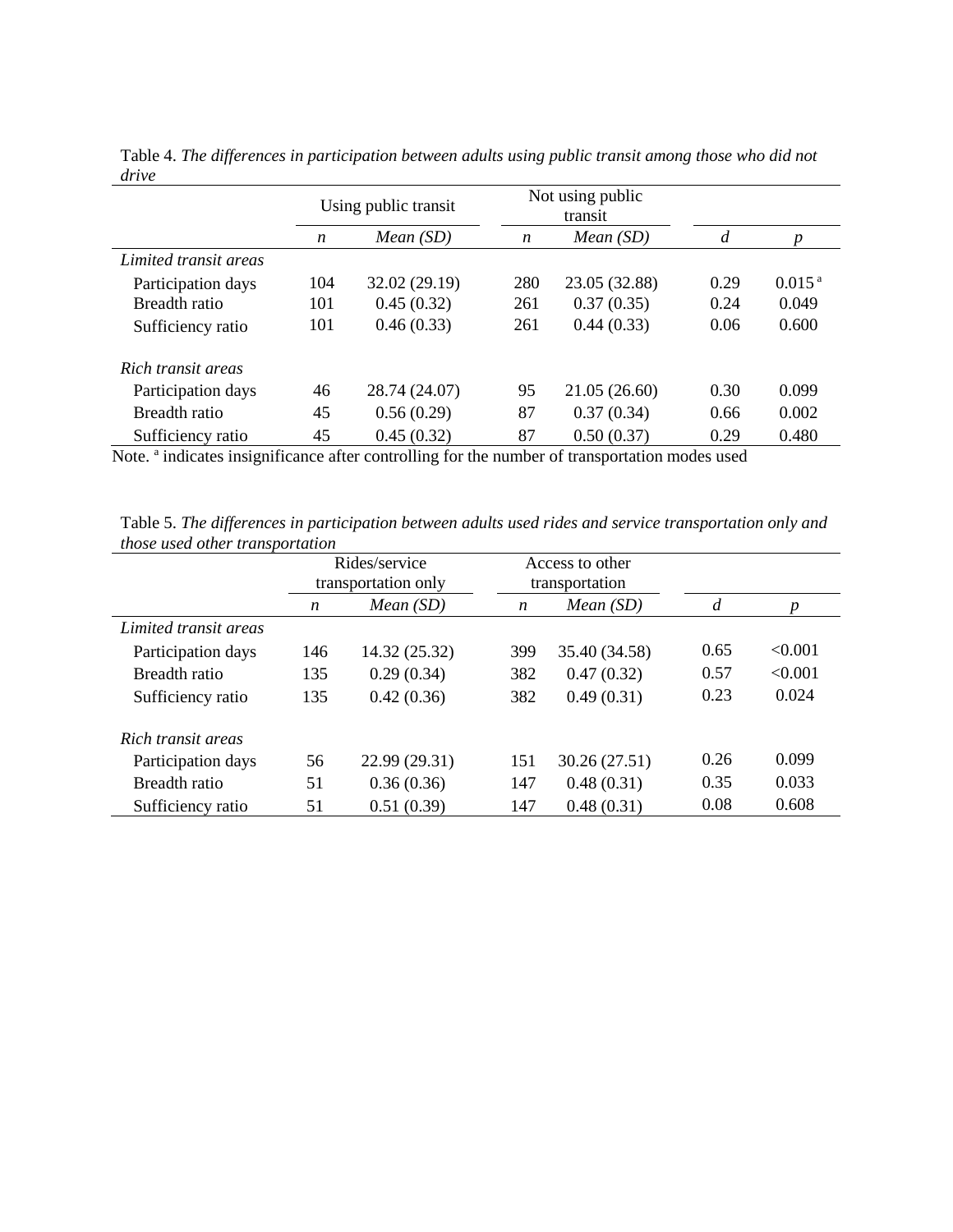Table 4. *The differences in participation between adults using public transit among those who did not drive*

| | Using public transit | | Not using public transit | | | |
|---|---|---|---|---|---|---|
| | *n* | *Mean (SD)* | *n* | *Mean (SD)* | *d* | *p* |
| *Limited transit areas* | | | | | | |
| Participation days | 104 | 32.02 (29.19) | 280 | 23.05 (32.88) | 0.29 | 0.015 [a] |
| Breadth ratio | 101 | 0.45 (0.32) | 261 | 0.37 (0.35) | 0.24 | 0.049 |
| Sufficiency ratio | 101 | 0.46 (0.33) | 261 | 0.44 (0.33) | 0.06 | 0.600 |
| *Rich transit areas* | | | | | | |
| Participation days | 46 | 28.74 (24.07) | 95 | 21.05 (26.60) | 0.30 | 0.099 |
| Breadth ratio | 45 | 0.56 (0.29) | 87 | 0.37 (0.34) | 0.66 | 0.002 |
| Sufficiency ratio | 45 | 0.45 (0.32) | 87 | 0.50 (0.37) | 0.29 | 0.480 |

Note. [a] indicates insignificance after controlling for the number of transportation modes used

Table 5. *The differences in participation between adults used rides and service transportation only and those used other transportation*

| | Rides/service transportation only | | Access to other transportation | | | |
|---|---|---|---|---|---|---|
| | *n* | *Mean (SD)* | *n* | *Mean (SD)* | *d* | *p* |
| *Limited transit areas* | | | | | | |
| Participation days | 146 | 14.32 (25.32) | 399 | 35.40 (34.58) | 0.65 | <0.001 |
| Breadth ratio | 135 | 0.29 (0.34) | 382 | 0.47 (0.32) | 0.57 | <0.001 |
| Sufficiency ratio | 135 | 0.42 (0.36) | 382 | 0.49 (0.31) | 0.23 | 0.024 |
| *Rich transit areas* | | | | | | |
| Participation days | 56 | 22.99 (29.31) | 151 | 30.26 (27.51) | 0.26 | 0.099 |
| Breadth ratio | 51 | 0.36 (0.36) | 147 | 0.48 (0.31) | 0.35 | 0.033 |
| Sufficiency ratio | 51 | 0.51 (0.39) | 147 | 0.48 (0.31) | 0.08 | 0.608 |